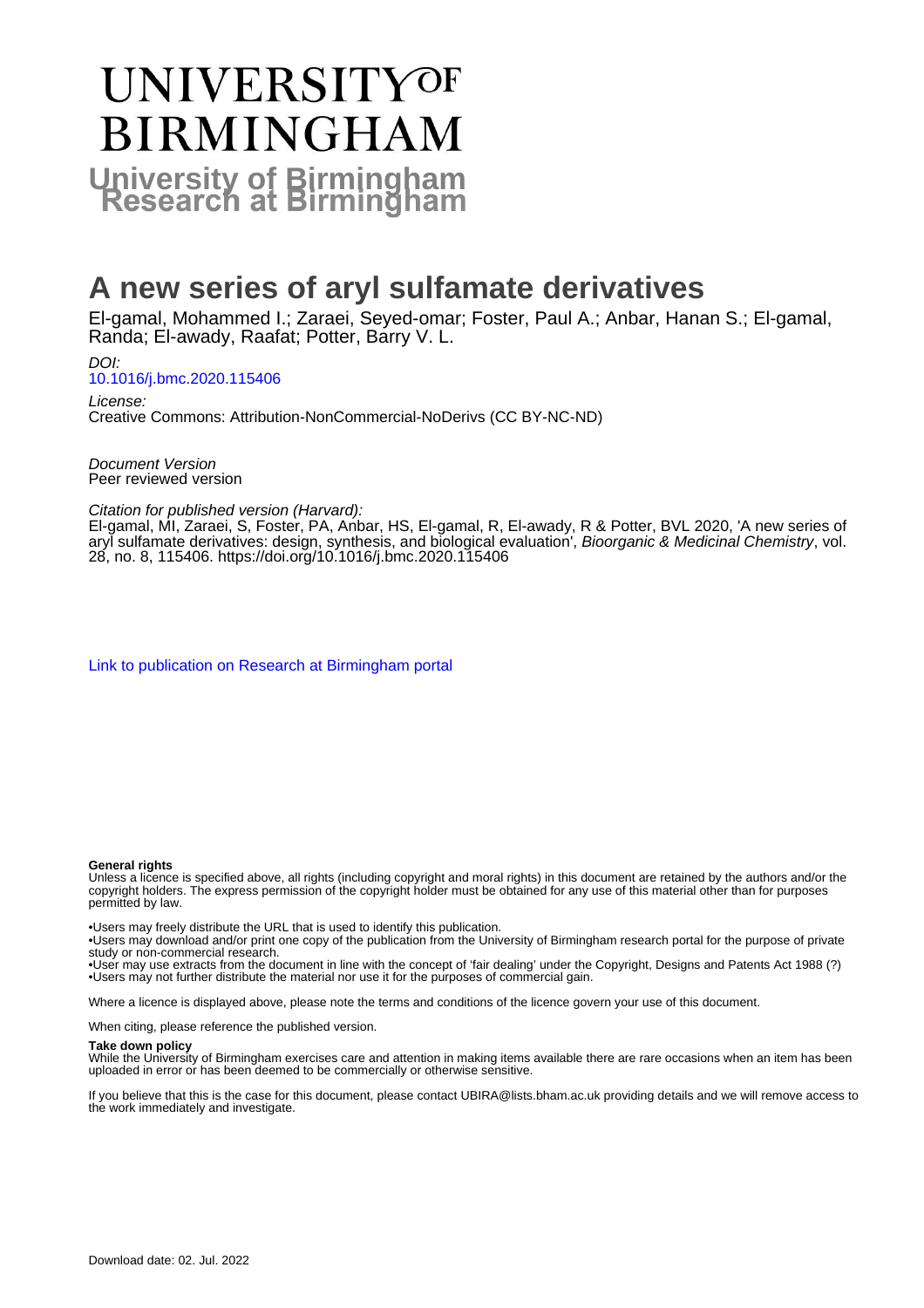# UNIVERSITY OF BIRMINGHAM

## University of Birmingham Research at Birmingham

# A new series of aryl sulfamate derivatives

El-gamal, Mohammed I.; Zaraei, Seyed-omar; Foster, Paul A.; Anbar, Hanan S.; El-gamal, Randa; El-awady, Raafat; Potter, Barry V. L.

*DOI:*
10.1016/j.bmc.2020.115406

*License:*
Creative Commons: Attribution-NonCommercial-NoDerivs (CC BY-NC-ND)

*Document Version*
Peer reviewed version

*Citation for published version (Harvard):*
El-gamal, MI, Zaraei, S, Foster, PA, Anbar, HS, El-gamal, R, El-awady, R & Potter, BVL 2020, 'A new series of aryl sulfamate derivatives: design, synthesis, and biological evaluation', *Bioorganic & Medicinal Chemistry*, vol. 28, no. 8, 115406. https://doi.org/10.1016/j.bmc.2020.115406

Link to publication on Research at Birmingham portal

**General rights**
Unless a licence is specified above, all rights (including copyright and moral rights) in this document are retained by the authors and/or the copyright holders. The express permission of the copyright holder must be obtained for any use of this material other than for purposes permitted by law.

•Users may freely distribute the URL that is used to identify this publication.
•Users may download and/or print one copy of the publication from the University of Birmingham research portal for the purpose of private study or non-commercial research.
•User may use extracts from the document in line with the concept of 'fair dealing' under the Copyright, Designs and Patents Act 1988 (?)
•Users may not further distribute the material nor use it for the purposes of commercial gain.

Where a licence is displayed above, please note the terms and conditions of the licence govern your use of this document.

When citing, please reference the published version.

**Take down policy**
While the University of Birmingham exercises care and attention in making items available there are rare occasions when an item has been uploaded in error or has been deemed to be commercially or otherwise sensitive.

If you believe that this is the case for this document, please contact UBIRA@lists.bham.ac.uk providing details and we will remove access to the work immediately and investigate.

Download date: 02. Jul. 2022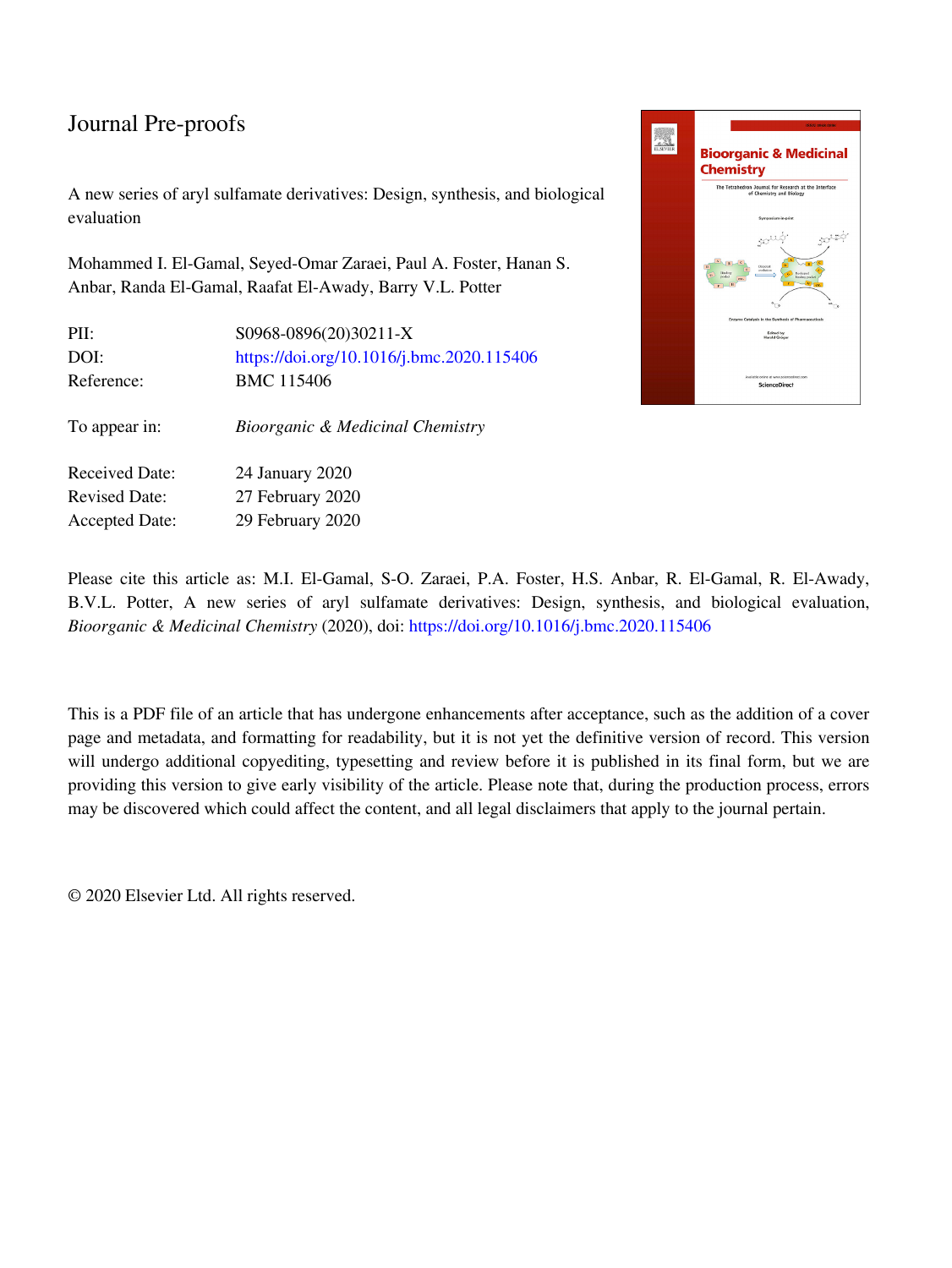Journal Pre-proofs

A new series of aryl sulfamate derivatives: Design, synthesis, and biological evaluation

Mohammed I. El-Gamal, Seyed-Omar Zaraei, Paul A. Foster, Hanan S. Anbar, Randa El-Gamal, Raafat El-Awady, Barry V.L. Potter

| | |
|---|---|
| PII: | S0968-0896(20)30211-X |
| DOI: | https://doi.org/10.1016/j.bmc.2020.115406 |
| Reference: | BMC 115406 |
| To appear in: | *Bioorganic & Medicinal Chemistry* |
| Received Date: | 24 January 2020 |
| Revised Date: | 27 February 2020 |
| Accepted Date: | 29 February 2020 |

Please cite this article as: M.I. El-Gamal, S-O. Zaraei, P.A. Foster, H.S. Anbar, R. El-Gamal, R. El-Awady, B.V.L. Potter, A new series of aryl sulfamate derivatives: Design, synthesis, and biological evaluation, *Bioorganic & Medicinal Chemistry* (2020), doi: https://doi.org/10.1016/j.bmc.2020.115406

This is a PDF file of an article that has undergone enhancements after acceptance, such as the addition of a cover page and metadata, and formatting for readability, but it is not yet the definitive version of record. This version will undergo additional copyediting, typesetting and review before it is published in its final form, but we are providing this version to give early visibility of the article. Please note that, during the production process, errors may be discovered which could affect the content, and all legal disclaimers that apply to the journal pertain.

© 2020 Elsevier Ltd. All rights reserved.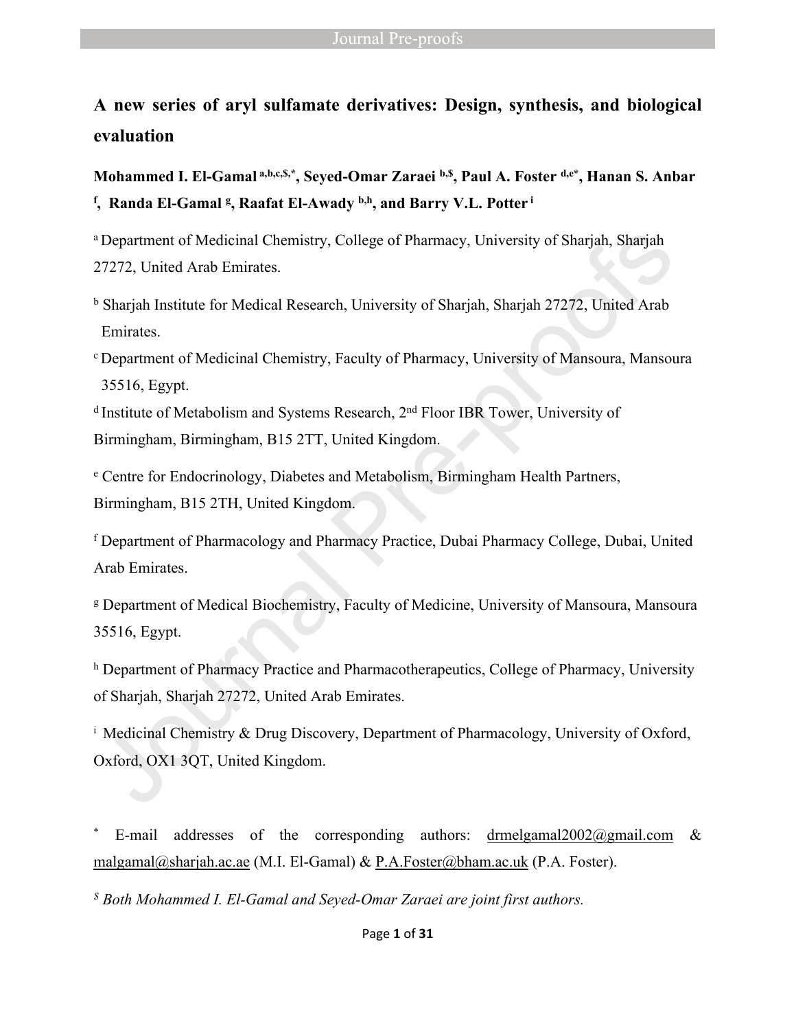# A new series of aryl sulfamate derivatives: Design, synthesis, and biological evaluation

**Mohammed I. El-Gamal [a,b,c,$,*], Seyed-Omar Zaraei [b,$], Paul A. Foster [d,e*], Hanan S. Anbar [f], Randa El-Gamal [g], Raafat El-Awady [b,h], and Barry V.L. Potter [i]**

[a] Department of Medicinal Chemistry, College of Pharmacy, University of Sharjah, Sharjah 27272, United Arab Emirates.

[b] Sharjah Institute for Medical Research, University of Sharjah, Sharjah 27272, United Arab Emirates.

[c] Department of Medicinal Chemistry, Faculty of Pharmacy, University of Mansoura, Mansoura 35516, Egypt.

[d] Institute of Metabolism and Systems Research, 2nd Floor IBR Tower, University of Birmingham, Birmingham, B15 2TT, United Kingdom.

[e] Centre for Endocrinology, Diabetes and Metabolism, Birmingham Health Partners, Birmingham, B15 2TH, United Kingdom.

[f] Department of Pharmacology and Pharmacy Practice, Dubai Pharmacy College, Dubai, United Arab Emirates.

[g] Department of Medical Biochemistry, Faculty of Medicine, University of Mansoura, Mansoura 35516, Egypt.

[h] Department of Pharmacy Practice and Pharmacotherapeutics, College of Pharmacy, University of Sharjah, Sharjah 27272, United Arab Emirates.

[i] Medicinal Chemistry & Drug Discovery, Department of Pharmacology, University of Oxford, Oxford, OX1 3QT, United Kingdom.

[*] E-mail addresses of the corresponding authors: drmelgamal2002@gmail.com & malgamal@sharjah.ac.ae (M.I. El-Gamal) & P.A.Foster@bham.ac.uk (P.A. Foster).

[$] *Both Mohammed I. El-Gamal and Seyed-Omar Zaraei are joint first authors.*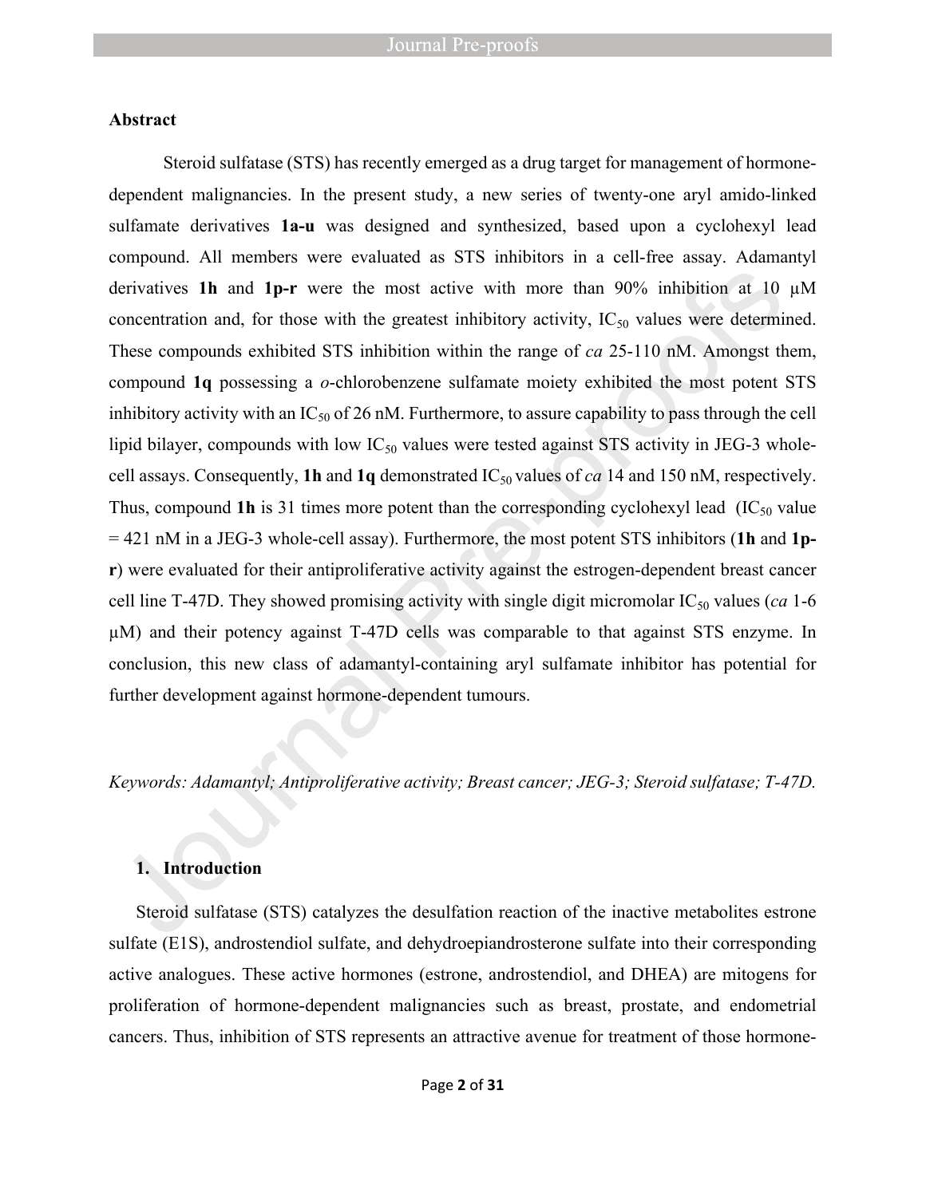## Abstract

Steroid sulfatase (STS) has recently emerged as a drug target for management of hormone-dependent malignancies. In the present study, a new series of twenty-one aryl amido-linked sulfamate derivatives **1a-u** was designed and synthesized, based upon a cyclohexyl lead compound. All members were evaluated as STS inhibitors in a cell-free assay. Adamantyl derivatives **1h** and **1p-r** were the most active with more than 90% inhibition at 10 µM concentration and, for those with the greatest inhibitory activity, $IC_{50}$ values were determined. These compounds exhibited STS inhibition within the range of *ca* 25-110 nM. Amongst them, compound **1q** possessing a *o*-chlorobenzene sulfamate moiety exhibited the most potent STS inhibitory activity with an $IC_{50}$ of 26 nM. Furthermore, to assure capability to pass through the cell lipid bilayer, compounds with low $IC_{50}$ values were tested against STS activity in JEG-3 whole-cell assays. Consequently, **1h** and **1q** demonstrated $IC_{50}$ values of *ca* 14 and 150 nM, respectively. Thus, compound **1h** is 31 times more potent than the corresponding cyclohexyl lead ($IC_{50}$ value = 421 nM in a JEG-3 whole-cell assay). Furthermore, the most potent STS inhibitors (**1h** and **1p-r**) were evaluated for their antiproliferative activity against the estrogen-dependent breast cancer cell line T-47D. They showed promising activity with single digit micromolar $IC_{50}$ values (*ca* 1-6 µM) and their potency against T-47D cells was comparable to that against STS enzyme. In conclusion, this new class of adamantyl-containing aryl sulfamate inhibitor has potential for further development against hormone-dependent tumours.

*Keywords: Adamantyl; Antiproliferative activity; Breast cancer; JEG-3; Steroid sulfatase; T-47D.*

## 1. Introduction

Steroid sulfatase (STS) catalyzes the desulfation reaction of the inactive metabolites estrone sulfate (E1S), androstendiol sulfate, and dehydroepiandrosterone sulfate into their corresponding active analogues. These active hormones (estrone, androstendiol, and DHEA) are mitogens for proliferation of hormone-dependent malignancies such as breast, prostate, and endometrial cancers. Thus, inhibition of STS represents an attractive avenue for treatment of those hormone-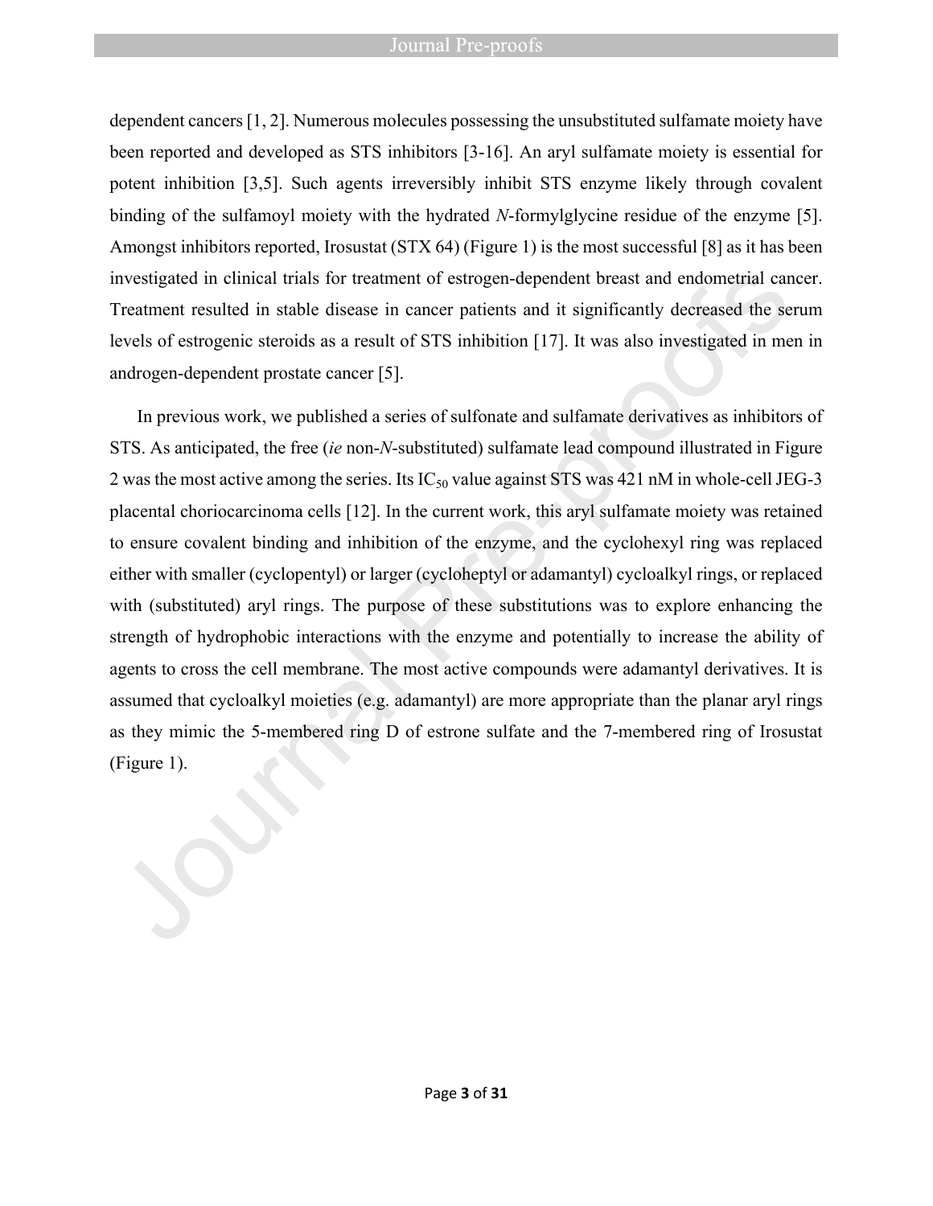dependent cancers [1, 2]. Numerous molecules possessing the unsubstituted sulfamate moiety have been reported and developed as STS inhibitors [3-16]. An aryl sulfamate moiety is essential for potent inhibition [3,5]. Such agents irreversibly inhibit STS enzyme likely through covalent binding of the sulfamoyl moiety with the hydrated *N*-formylglycine residue of the enzyme [5]. Amongst inhibitors reported, Irosustat (STX 64) (Figure 1) is the most successful [8] as it has been investigated in clinical trials for treatment of estrogen-dependent breast and endometrial cancer. Treatment resulted in stable disease in cancer patients and it significantly decreased the serum levels of estrogenic steroids as a result of STS inhibition [17]. It was also investigated in men in androgen-dependent prostate cancer [5].

In previous work, we published a series of sulfonate and sulfamate derivatives as inhibitors of STS. As anticipated, the free (*ie* non-*N*-substituted) sulfamate lead compound illustrated in Figure 2 was the most active among the series. Its $IC_{50}$ value against STS was 421 nM in whole-cell JEG-3 placental choriocarcinoma cells [12]. In the current work, this aryl sulfamate moiety was retained to ensure covalent binding and inhibition of the enzyme, and the cyclohexyl ring was replaced either with smaller (cyclopentyl) or larger (cycloheptyl or adamantyl) cycloalkyl rings, or replaced with (substituted) aryl rings. The purpose of these substitutions was to explore enhancing the strength of hydrophobic interactions with the enzyme and potentially to increase the ability of agents to cross the cell membrane. The most active compounds were adamantyl derivatives. It is assumed that cycloalkyl moieties (e.g. adamantyl) are more appropriate than the planar aryl rings as they mimic the 5-membered ring D of estrone sulfate and the 7-membered ring of Irosustat (Figure 1).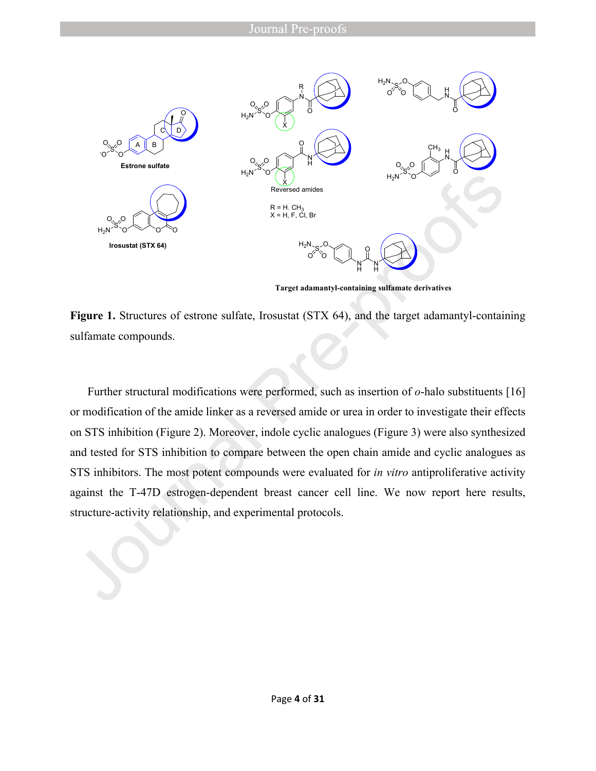**Figure 1.** Structures of estrone sulfate, Irosustat (STX 64), and the target adamantyl-containing sulfamate compounds.

Further structural modifications were performed, such as insertion of *o*-halo substituents [16] or modification of the amide linker as a reversed amide or urea in order to investigate their effects on STS inhibition (Figure 2). Moreover, indole cyclic analogues (Figure 3) were also synthesized and tested for STS inhibition to compare between the open chain amide and cyclic analogues as STS inhibitors. The most potent compounds were evaluated for *in vitro* antiproliferative activity against the T-47D estrogen-dependent breast cancer cell line. We now report here results, structure-activity relationship, and experimental protocols.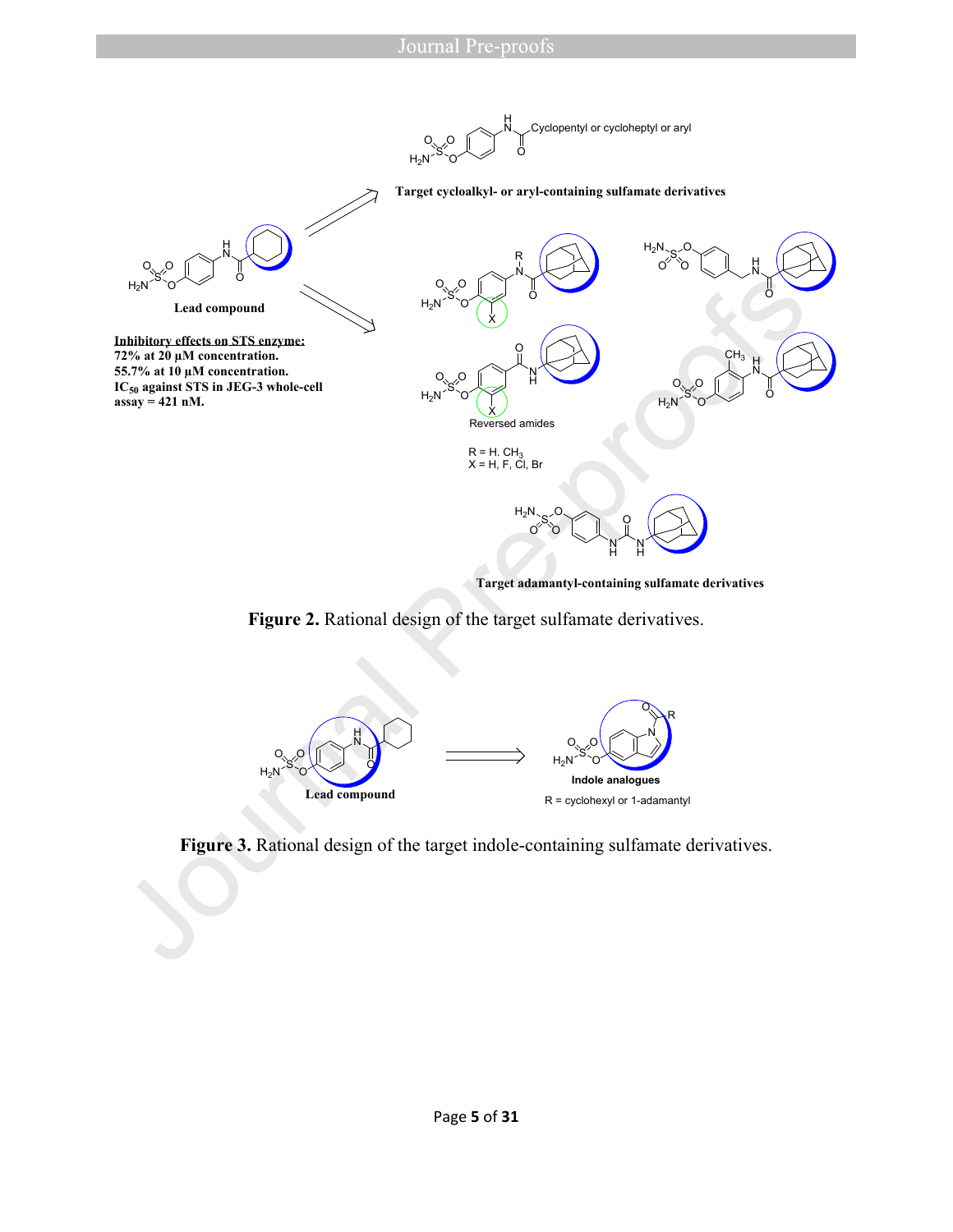Target cycloalkyl- or aryl-containing sulfamate derivatives

Lead compound

Inhibitory effects on STS enzyme:
72% at 20 µM concentration.
55.7% at 10 µM concentration.
$IC_{50}$ against STS in JEG-3 whole-cell assay = 421 nM.

Reversed amides

R = H. $CH_3$
X = H, F, Cl, Br

Target adamantyl-containing sulfamate derivatives

**Figure 2.** Rational design of the target sulfamate derivatives.

Lead compound

Indole analogues
R = cyclohexyl or 1-adamantyl

**Figure 3.** Rational design of the target indole-containing sulfamate derivatives.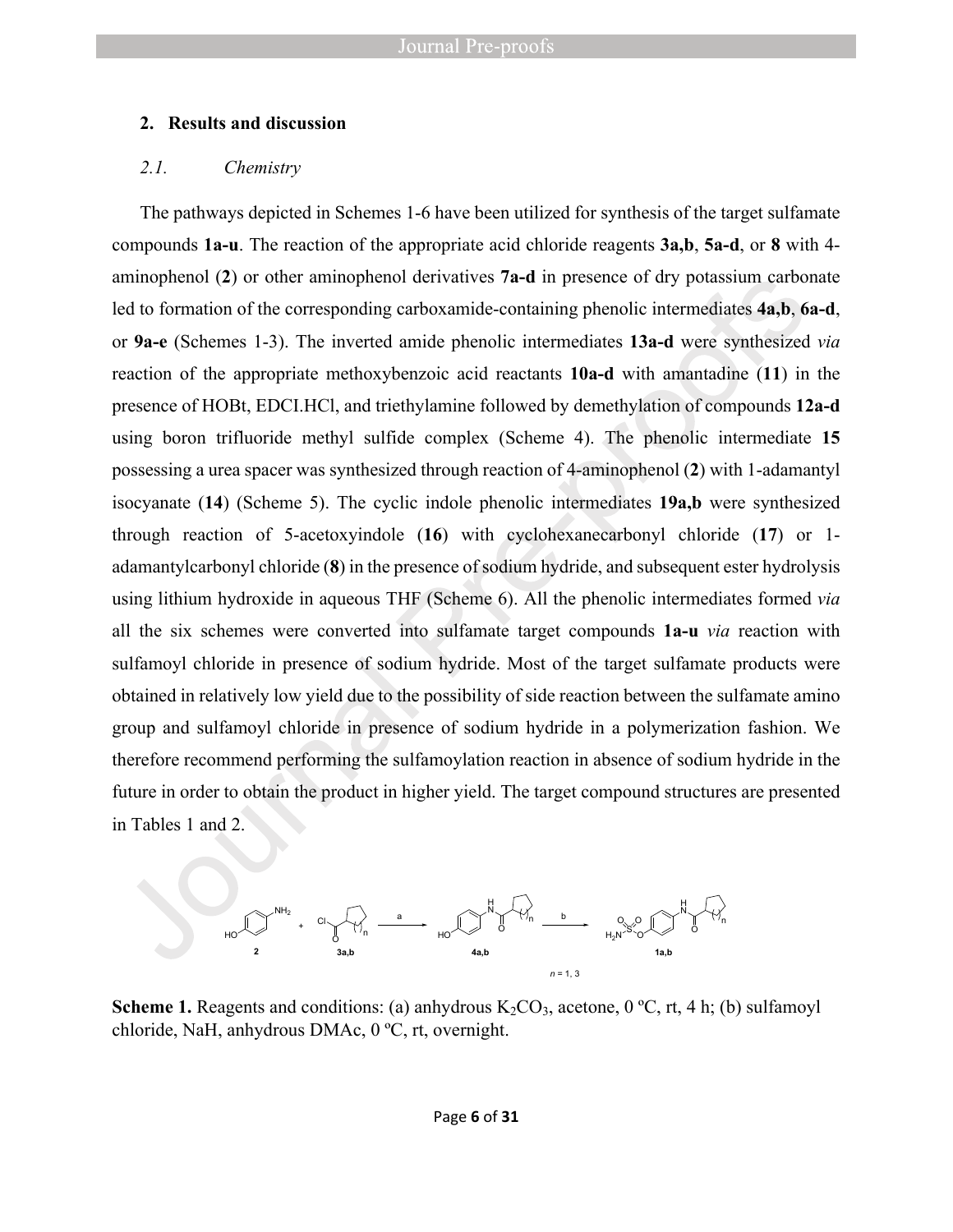## 2. Results and discussion

### *2.1. Chemistry*

The pathways depicted in Schemes 1-6 have been utilized for synthesis of the target sulfamate compounds **1a-u**. The reaction of the appropriate acid chloride reagents **3a,b**, **5a-d**, or **8** with 4-aminophenol (**2**) or other aminophenol derivatives **7a-d** in presence of dry potassium carbonate led to formation of the corresponding carboxamide-containing phenolic intermediates **4a,b**, **6a-d**, or **9a-e** (Schemes 1-3). The inverted amide phenolic intermediates **13a-d** were synthesized *via* reaction of the appropriate methoxybenzoic acid reactants **10a-d** with amantadine (**11**) in the presence of HOBt, EDCI.HCl, and triethylamine followed by demethylation of compounds **12a-d** using boron trifluoride methyl sulfide complex (Scheme 4). The phenolic intermediate **15** possessing a urea spacer was synthesized through reaction of 4-aminophenol (**2**) with 1-adamantyl isocyanate (**14**) (Scheme 5). The cyclic indole phenolic intermediates **19a,b** were synthesized through reaction of 5-acetoxyindole (**16**) with cyclohexanecarbonyl chloride (**17**) or 1-adamantylcarbonyl chloride (**8**) in the presence of sodium hydride, and subsequent ester hydrolysis using lithium hydroxide in aqueous THF (Scheme 6). All the phenolic intermediates formed *via* all the six schemes were converted into sulfamate target compounds **1a-u** *via* reaction with sulfamoyl chloride in presence of sodium hydride. Most of the target sulfamate products were obtained in relatively low yield due to the possibility of side reaction between the sulfamate amino group and sulfamoyl chloride in presence of sodium hydride in a polymerization fashion. We therefore recommend performing the sulfamoylation reaction in absence of sodium hydride in the future in order to obtain the product in higher yield. The target compound structures are presented in Tables 1 and 2.

**2** + **3a,b** →(a) **4a,b** →(b) **1a,b** ($n$ = 1, 3)

**Scheme 1.** Reagents and conditions: (a) anhydrous $K_2CO_3$, acetone, 0 ºC, rt, 4 h; (b) sulfamoyl chloride, NaH, anhydrous DMAc, 0 ºC, rt, overnight.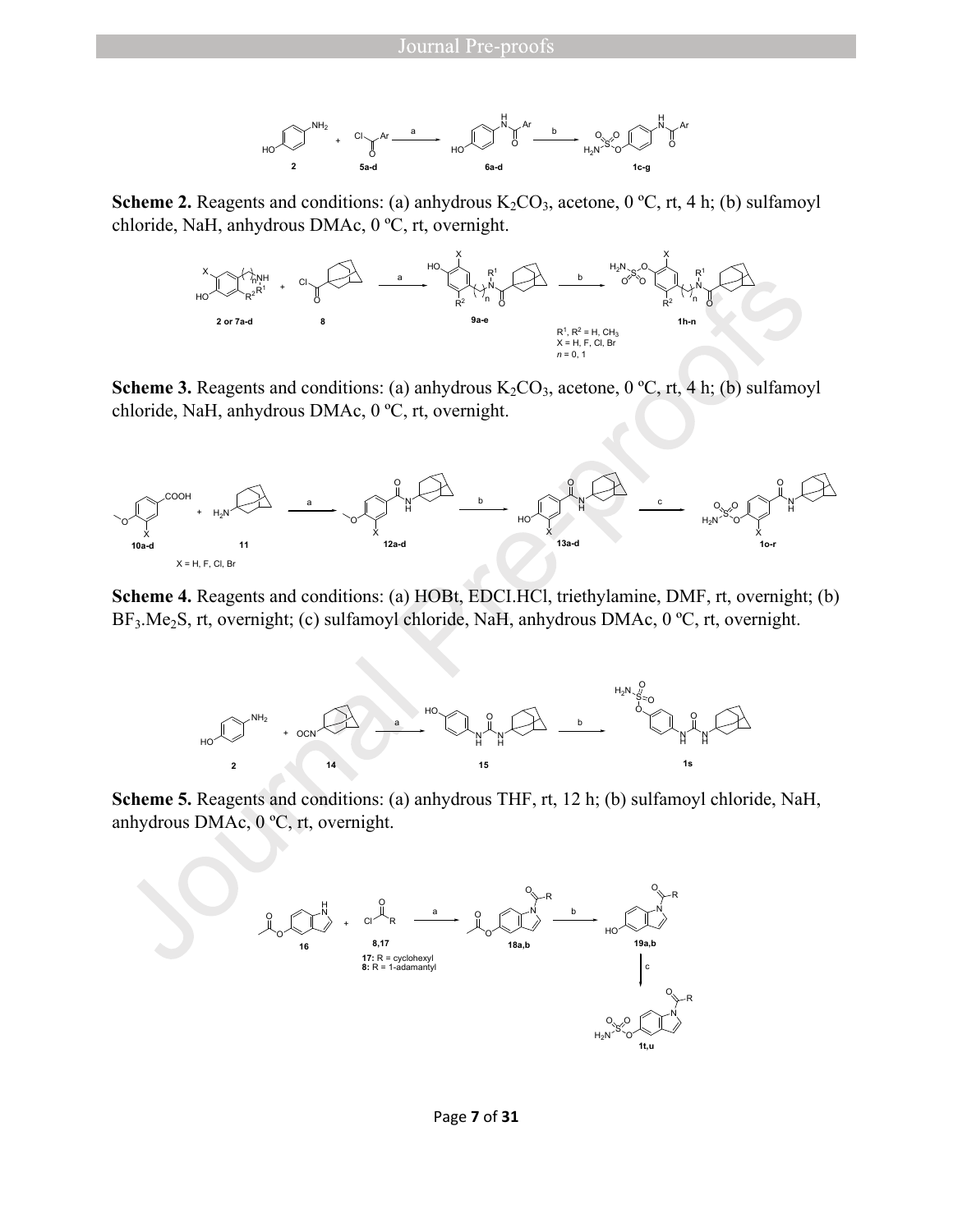**Scheme 2.** Reagents and conditions: (a) anhydrous $K_2CO_3$, acetone, 0 ºC, rt, 4 h; (b) sulfamoyl chloride, NaH, anhydrous DMAc, 0 ºC, rt, overnight.

**Scheme 3.** Reagents and conditions: (a) anhydrous $K_2CO_3$, acetone, 0 ºC, rt, 4 h; (b) sulfamoyl chloride, NaH, anhydrous DMAc, 0 ºC, rt, overnight.

**Scheme 4.** Reagents and conditions: (a) HOBt, EDCI.HCl, triethylamine, DMF, rt, overnight; (b) $BF_3.Me_2S$, rt, overnight; (c) sulfamoyl chloride, NaH, anhydrous DMAc, 0 ºC, rt, overnight.

**Scheme 5.** Reagents and conditions: (a) anhydrous THF, rt, 12 h; (b) sulfamoyl chloride, NaH, anhydrous DMAc, 0 ºC, rt, overnight.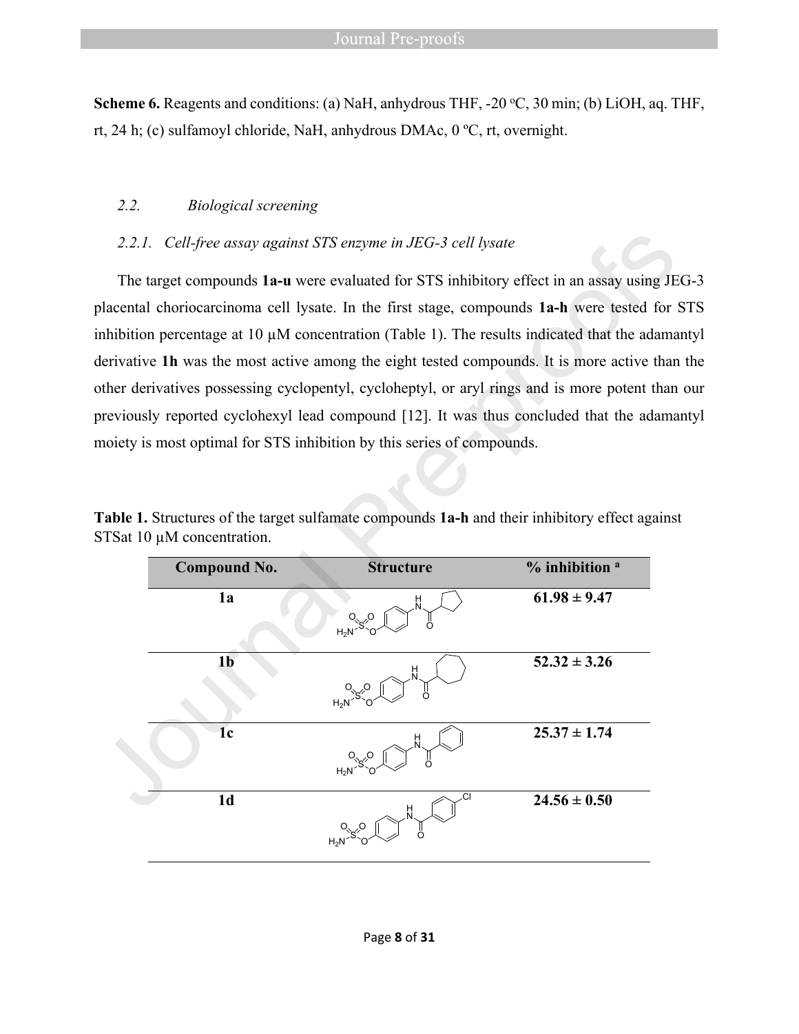**Scheme 6.** Reagents and conditions: (a) NaH, anhydrous THF, -20 °C, 30 min; (b) LiOH, aq. THF, rt, 24 h; (c) sulfamoyl chloride, NaH, anhydrous DMAc, 0 ºC, rt, overnight.

### *2.2. Biological screening*

#### *2.2.1. Cell-free assay against STS enzyme in JEG-3 cell lysate*

The target compounds **1a-u** were evaluated for STS inhibitory effect in an assay using JEG-3 placental choriocarcinoma cell lysate. In the first stage, compounds **1a-h** were tested for STS inhibition percentage at 10 µM concentration (Table 1). The results indicated that the adamantyl derivative **1h** was the most active among the eight tested compounds. It is more active than the other derivatives possessing cyclopentyl, cycloheptyl, or aryl rings and is more potent than our previously reported cyclohexyl lead compound [12]. It was thus concluded that the adamantyl moiety is most optimal for STS inhibition by this series of compounds.

**Table 1.** Structures of the target sulfamate compounds **1a-h** and their inhibitory effect against STSat 10 µM concentration.

| Compound No. | Structure | % inhibition [a] |
|---|---|---|
| **1a** | | **61.98 ± 9.47** |
| **1b** | | **52.32 ± 3.26** |
| **1c** | | **25.37 ± 1.74** |
| **1d** | | **24.56 ± 0.50** |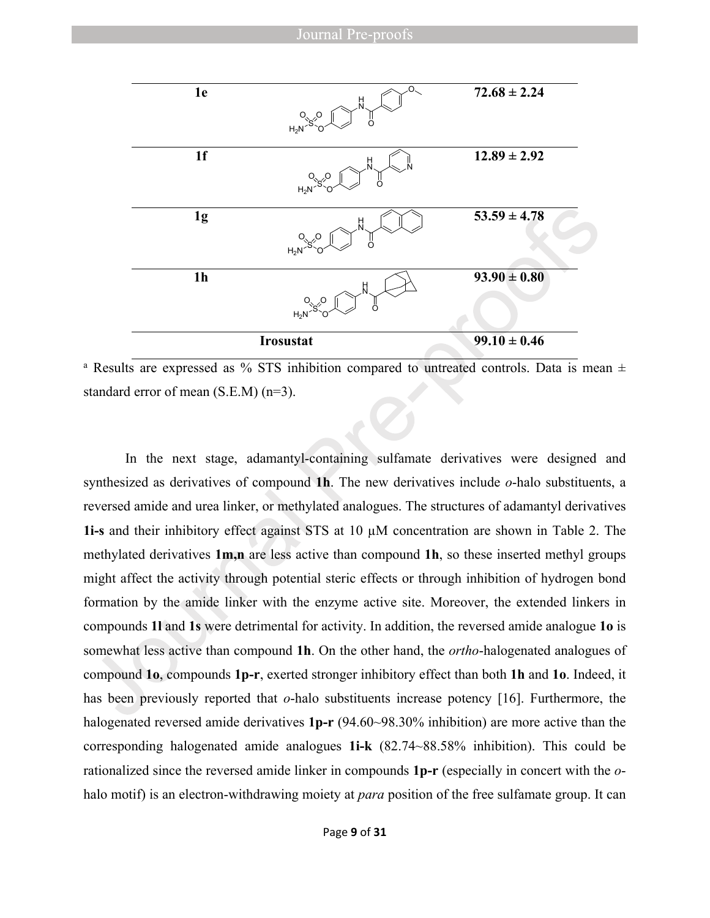| | | |
|---|---|---|
| **1e** | | **72.68 ± 2.24** |
| **1f** | | **12.89 ± 2.92** |
| **1g** | | **53.59 ± 4.78** |
| **1h** | | **93.90 ± 0.80** |
| **Irosustat** | | **99.10 ± 0.46** |

[a] Results are expressed as % STS inhibition compared to untreated controls. Data is mean ± standard error of mean (S.E.M) (n=3).

In the next stage, adamantyl-containing sulfamate derivatives were designed and synthesized as derivatives of compound **1h**. The new derivatives include *o*-halo substituents, a reversed amide and urea linker, or methylated analogues. The structures of adamantyl derivatives **1i-s** and their inhibitory effect against STS at 10 μM concentration are shown in Table 2. The methylated derivatives **1m,n** are less active than compound **1h**, so these inserted methyl groups might affect the activity through potential steric effects or through inhibition of hydrogen bond formation by the amide linker with the enzyme active site. Moreover, the extended linkers in compounds **1l** and **1s** were detrimental for activity. In addition, the reversed amide analogue **1o** is somewhat less active than compound **1h**. On the other hand, the *ortho*-halogenated analogues of compound **1o**, compounds **1p-r**, exerted stronger inhibitory effect than both **1h** and **1o**. Indeed, it has been previously reported that *o*-halo substituents increase potency [16]. Furthermore, the halogenated reversed amide derivatives **1p-r** (94.60~98.30% inhibition) are more active than the corresponding halogenated amide analogues **1i-k** (82.74~88.58% inhibition). This could be rationalized since the reversed amide linker in compounds **1p-r** (especially in concert with the *o*-halo motif) is an electron-withdrawing moiety at *para* position of the free sulfamate group. It can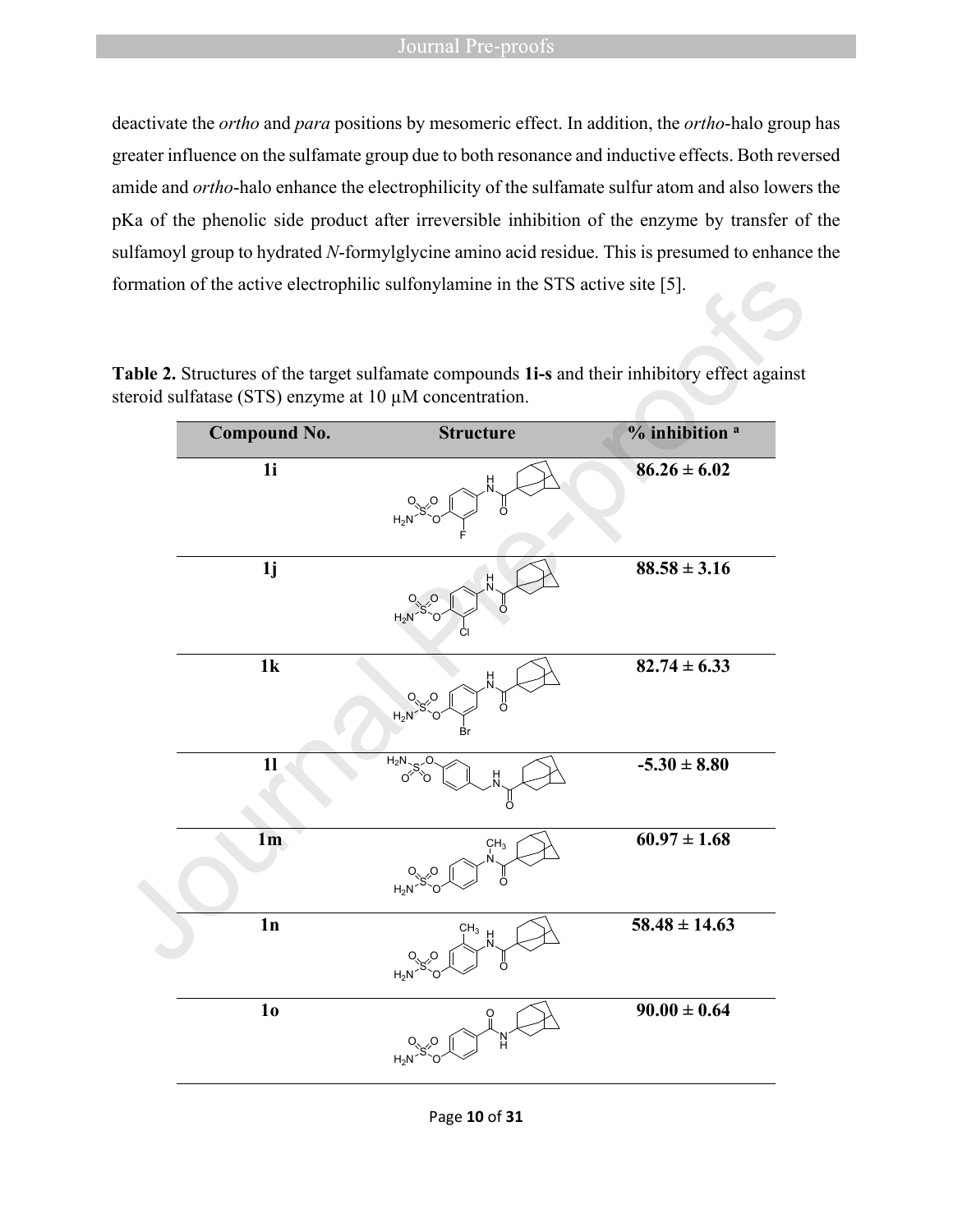deactivate the *ortho* and *para* positions by mesomeric effect. In addition, the *ortho*-halo group has greater influence on the sulfamate group due to both resonance and inductive effects. Both reversed amide and *ortho*-halo enhance the electrophilicity of the sulfamate sulfur atom and also lowers the pKa of the phenolic side product after irreversible inhibition of the enzyme by transfer of the sulfamoyl group to hydrated *N*-formylglycine amino acid residue. This is presumed to enhance the formation of the active electrophilic sulfonylamine in the STS active site [5].

**Table 2.** Structures of the target sulfamate compounds **1i-s** and their inhibitory effect against steroid sulfatase (STS) enzyme at 10 μM concentration.

| Compound No. | Structure | % inhibition [a] |
|---|---|---|
| **1i** | | **86.26 ± 6.02** |
| **1j** | | **88.58 ± 3.16** |
| **1k** | | **82.74 ± 6.33** |
| **1l** | | **-5.30 ± 8.80** |
| **1m** | | **60.97 ± 1.68** |
| **1n** | | **58.48 ± 14.63** |
| **1o** | | **90.00 ± 0.64** |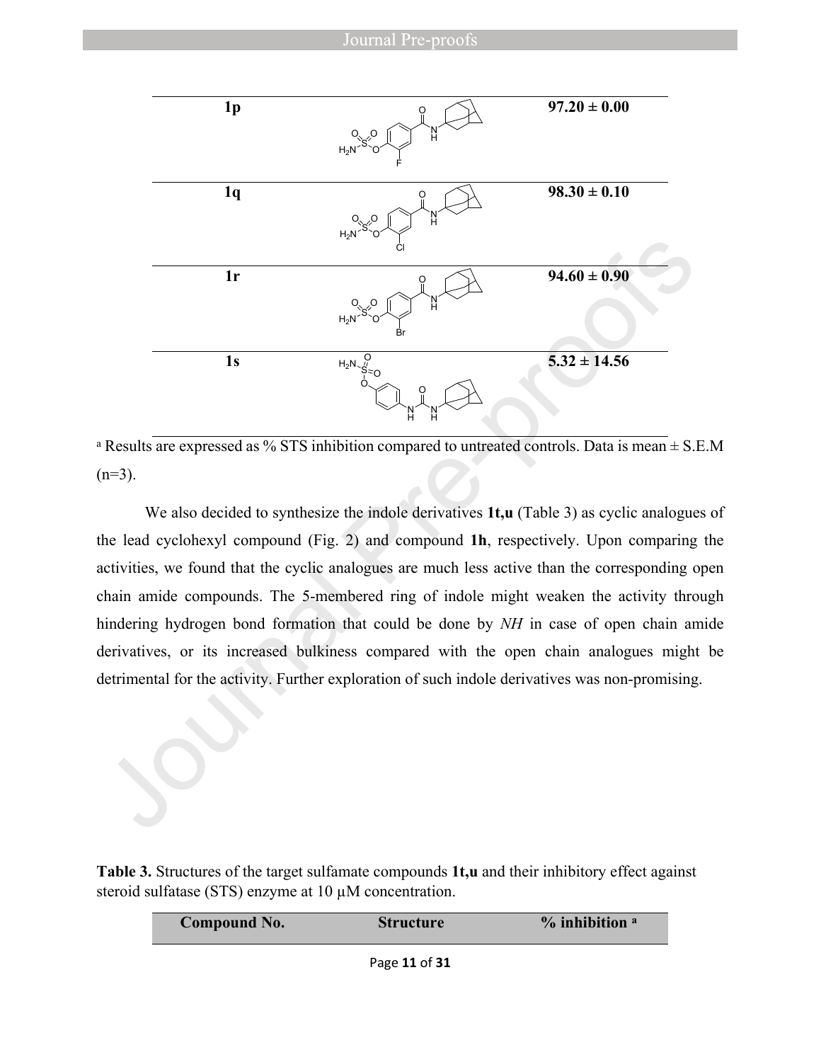| 1p | | 97.20 ± 0.00 |
|---|---|---|
| 1q | | 98.30 ± 0.10 |
| 1r | | 94.60 ± 0.90 |
| 1s | | 5.32 ± 14.56 |

[a] Results are expressed as % STS inhibition compared to untreated controls. Data is mean ± S.E.M (n=3).

We also decided to synthesize the indole derivatives **1t,u** (Table 3) as cyclic analogues of the lead cyclohexyl compound (Fig. 2) and compound **1h**, respectively. Upon comparing the activities, we found that the cyclic analogues are much less active than the corresponding open chain amide compounds. The 5-membered ring of indole might weaken the activity through hindering hydrogen bond formation that could be done by *NH* in case of open chain amide derivatives, or its increased bulkiness compared with the open chain analogues might be detrimental for the activity. Further exploration of such indole derivatives was non-promising.

**Table 3.** Structures of the target sulfamate compounds **1t,u** and their inhibitory effect against steroid sulfatase (STS) enzyme at 10 μM concentration.

| Compound No. | Structure | % inhibition [a] |
|---|---|---|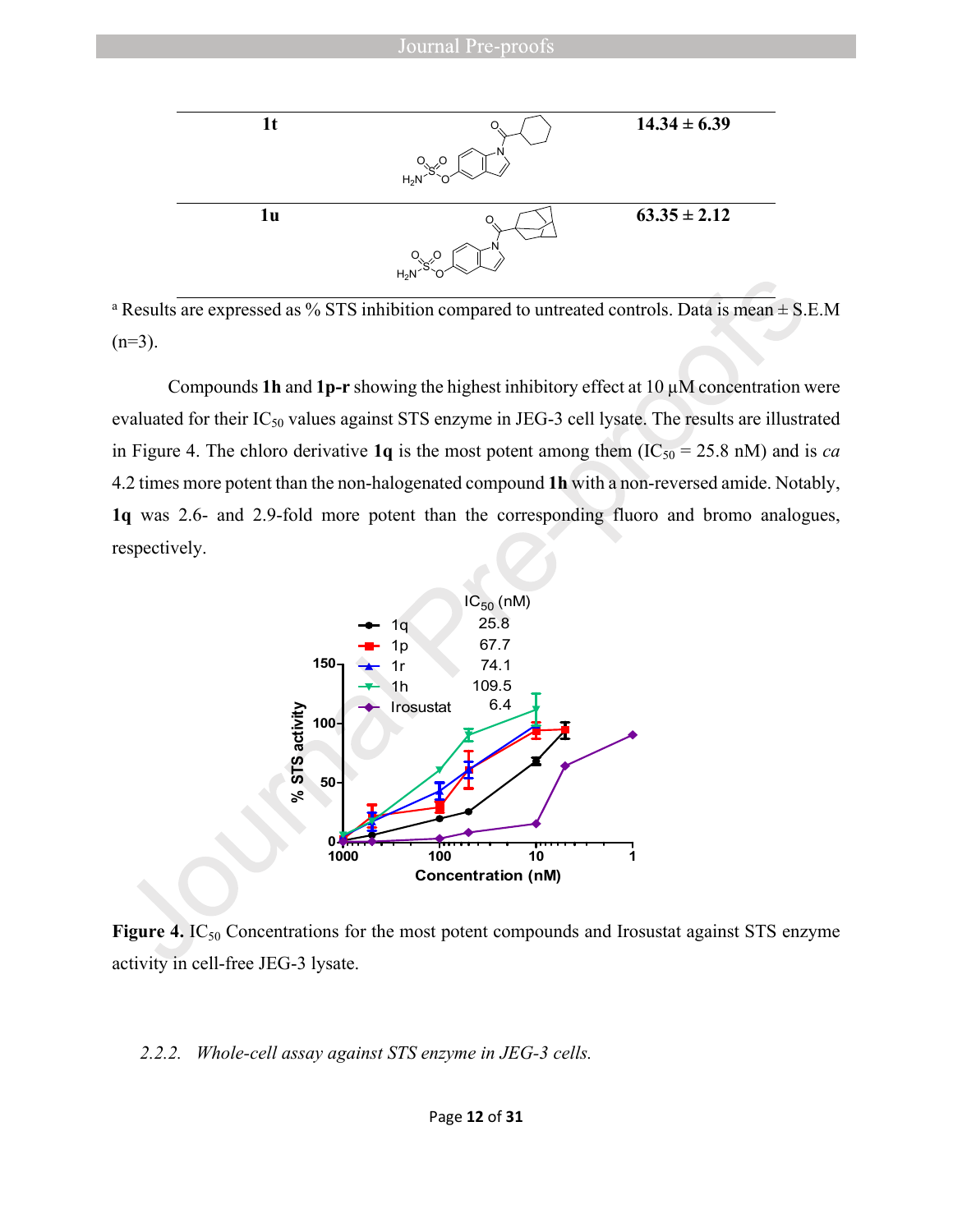| 1t | *(structure)* | 14.34 ± 6.39 |
|---|---|---|
| 1u | *(structure)* | 63.35 ± 2.12 |

[a] Results are expressed as % STS inhibition compared to untreated controls. Data is mean ± S.E.M (n=3).

Compounds **1h** and **1p-r** showing the highest inhibitory effect at 10 µM concentration were evaluated for their $IC_{50}$ values against STS enzyme in JEG-3 cell lysate. The results are illustrated in Figure 4. The chloro derivative **1q** is the most potent among them ($IC_{50}$ = 25.8 nM) and is *ca* 4.2 times more potent than the non-halogenated compound **1h** with a non-reversed amide. Notably, **1q** was 2.6- and 2.9-fold more potent than the corresponding fluoro and bromo analogues, respectively.

**Figure 4.** $IC_{50}$ Concentrations for the most potent compounds and Irosustat against STS enzyme activity in cell-free JEG-3 lysate.

*2.2.2. Whole-cell assay against STS enzyme in JEG-3 cells.*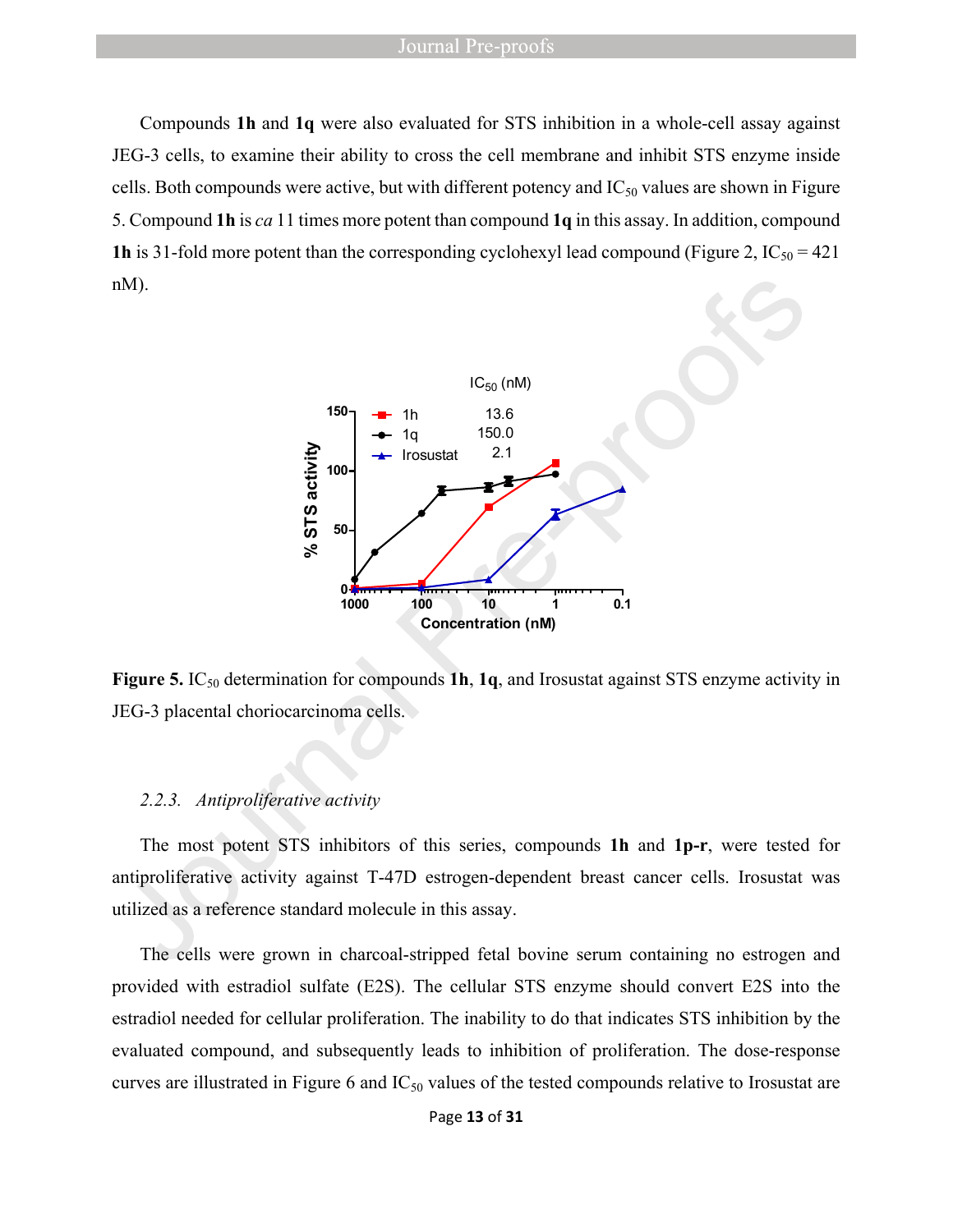Compounds **1h** and **1q** were also evaluated for STS inhibition in a whole-cell assay against JEG-3 cells, to examine their ability to cross the cell membrane and inhibit STS enzyme inside cells. Both compounds were active, but with different potency and $IC_{50}$ values are shown in Figure 5. Compound **1h** is *ca* 11 times more potent than compound **1q** in this assay. In addition, compound **1h** is 31-fold more potent than the corresponding cyclohexyl lead compound (Figure 2, $IC_{50}$ = 421 nM).

**Figure 5.** $IC_{50}$ determination for compounds **1h**, **1q**, and Irosustat against STS enzyme activity in JEG-3 placental choriocarcinoma cells.

### *2.2.3. Antiproliferative activity*

The most potent STS inhibitors of this series, compounds **1h** and **1p-r**, were tested for antiproliferative activity against T-47D estrogen-dependent breast cancer cells. Irosustat was utilized as a reference standard molecule in this assay.

The cells were grown in charcoal-stripped fetal bovine serum containing no estrogen and provided with estradiol sulfate (E2S). The cellular STS enzyme should convert E2S into the estradiol needed for cellular proliferation. The inability to do that indicates STS inhibition by the evaluated compound, and subsequently leads to inhibition of proliferation. The dose-response curves are illustrated in Figure 6 and $IC_{50}$ values of the tested compounds relative to Irosustat are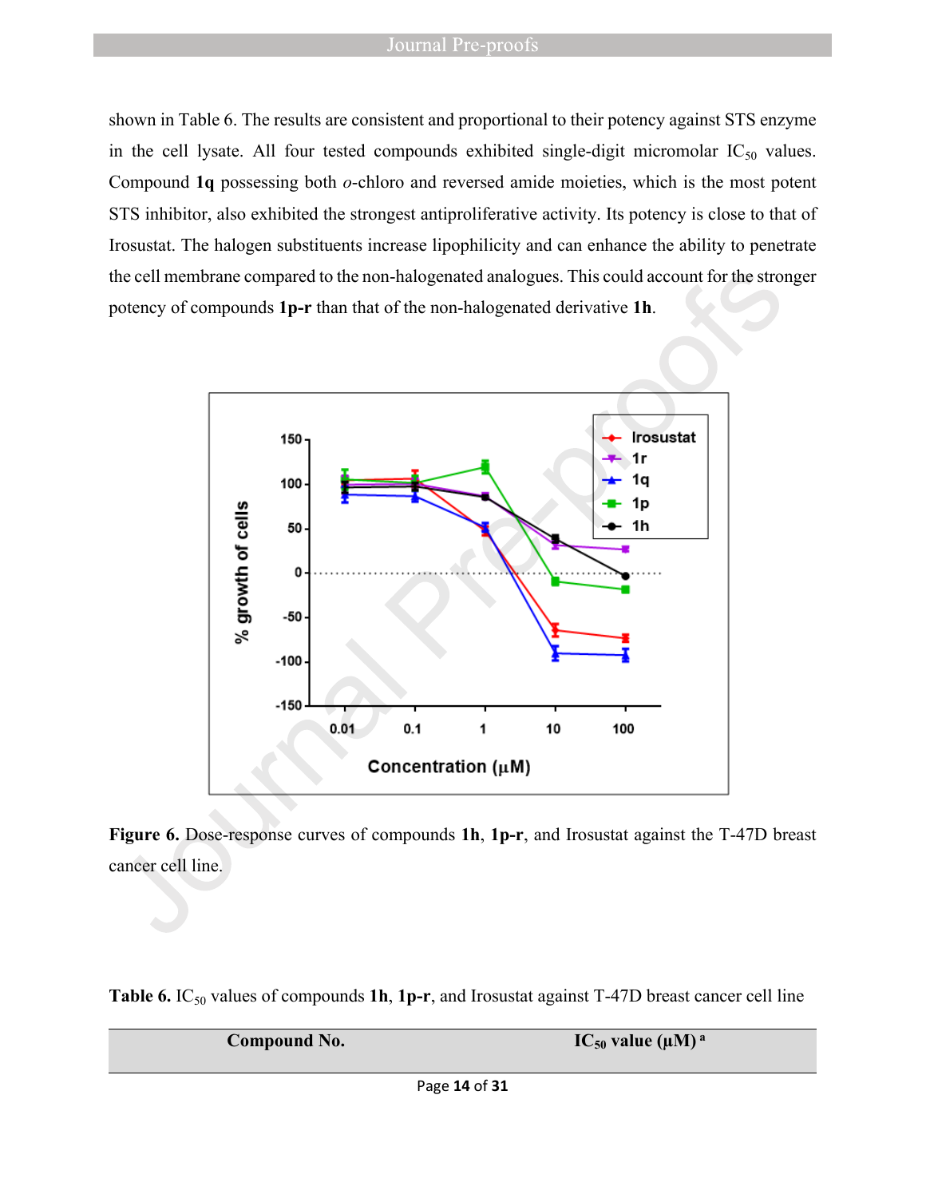shown in Table 6. The results are consistent and proportional to their potency against STS enzyme in the cell lysate. All four tested compounds exhibited single-digit micromolar $IC_{50}$ values. Compound **1q** possessing both *o*-chloro and reversed amide moieties, which is the most potent STS inhibitor, also exhibited the strongest antiproliferative activity. Its potency is close to that of Irosustat. The halogen substituents increase lipophilicity and can enhance the ability to penetrate the cell membrane compared to the non-halogenated analogues. This could account for the stronger potency of compounds **1p-r** than that of the non-halogenated derivative **1h**.

**Figure 6.** Dose-response curves of compounds **1h**, **1p-r**, and Irosustat against the T-47D breast cancer cell line.

**Table 6.** $IC_{50}$ values of compounds **1h**, **1p-r**, and Irosustat against T-47D breast cancer cell line

| Compound No. | $IC_{50}$ value (μM) [a] |
|---|---|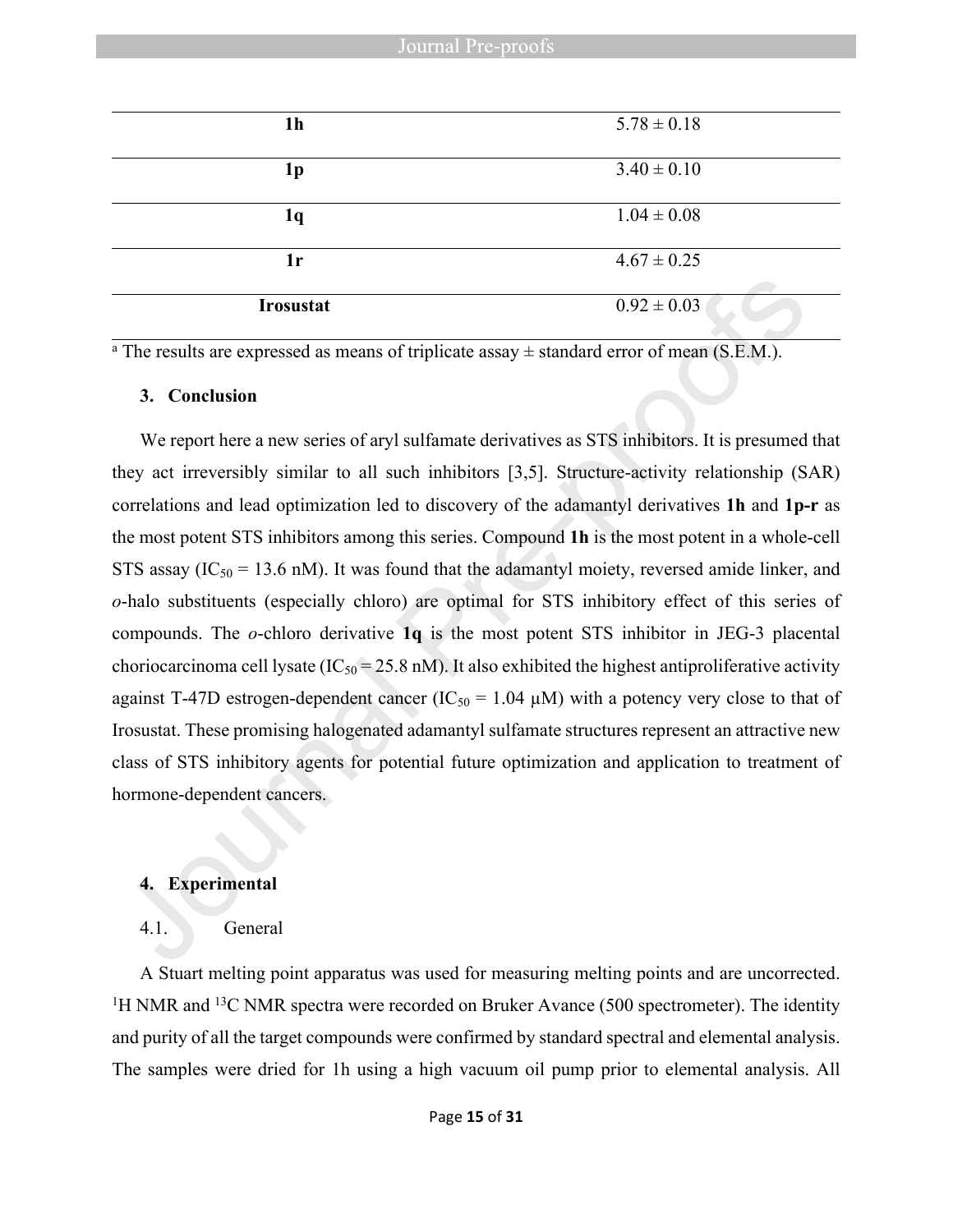| | |
|---|---|
| **1h** | 5.78 ± 0.18 |
| **1p** | 3.40 ± 0.10 |
| **1q** | 1.04 ± 0.08 |
| **1r** | 4.67 ± 0.25 |
| **Irosustat** | 0.92 ± 0.03 |

[a] The results are expressed as means of triplicate assay ± standard error of mean (S.E.M.).

## 3. Conclusion

We report here a new series of aryl sulfamate derivatives as STS inhibitors. It is presumed that they act irreversibly similar to all such inhibitors [3,5]. Structure-activity relationship (SAR) correlations and lead optimization led to discovery of the adamantyl derivatives **1h** and **1p-r** as the most potent STS inhibitors among this series. Compound **1h** is the most potent in a whole-cell STS assay ($IC_{50}$ = 13.6 nM). It was found that the adamantyl moiety, reversed amide linker, and *o*-halo substituents (especially chloro) are optimal for STS inhibitory effect of this series of compounds. The *o*-chloro derivative **1q** is the most potent STS inhibitor in JEG-3 placental choriocarcinoma cell lysate ($IC_{50}$ = 25.8 nM). It also exhibited the highest antiproliferative activity against T-47D estrogen-dependent cancer ($IC_{50}$ = 1.04 μM) with a potency very close to that of Irosustat. These promising halogenated adamantyl sulfamate structures represent an attractive new class of STS inhibitory agents for potential future optimization and application to treatment of hormone-dependent cancers.

## 4. Experimental

### 4.1. General

A Stuart melting point apparatus was used for measuring melting points and are uncorrected. $^{1}$H NMR and $^{13}$C NMR spectra were recorded on Bruker Avance (500 spectrometer). The identity and purity of all the target compounds were confirmed by standard spectral and elemental analysis. The samples were dried for 1h using a high vacuum oil pump prior to elemental analysis. All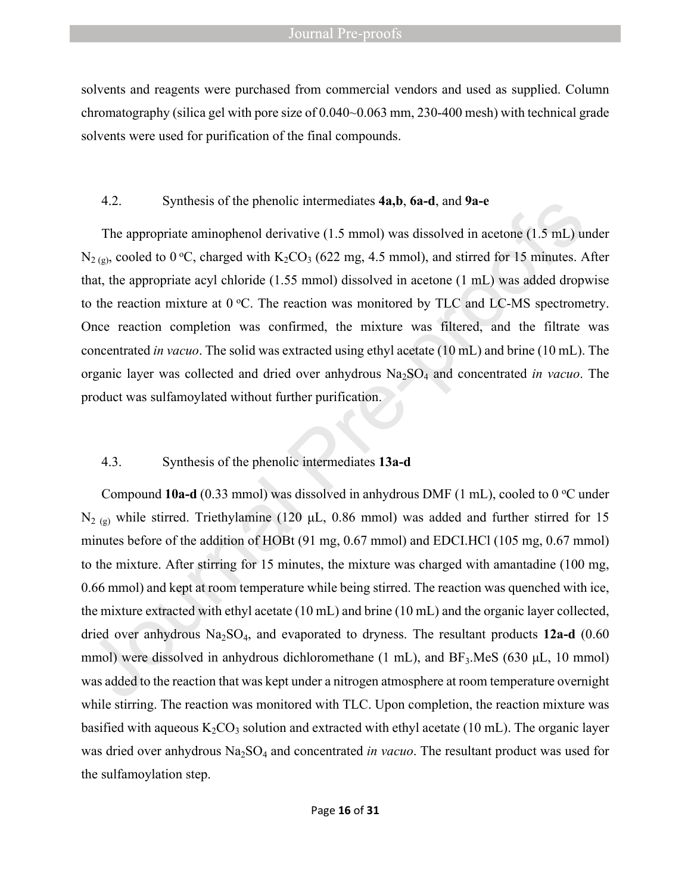solvents and reagents were purchased from commercial vendors and used as supplied. Column chromatography (silica gel with pore size of 0.040~0.063 mm, 230-400 mesh) with technical grade solvents were used for purification of the final compounds.

### 4.2. Synthesis of the phenolic intermediates **4a,b**, **6a-d**, and **9a-e**

The appropriate aminophenol derivative (1.5 mmol) was dissolved in acetone (1.5 mL) under $N_{2\ (g)}$, cooled to 0 °C, charged with $K_2CO_3$ (622 mg, 4.5 mmol), and stirred for 15 minutes. After that, the appropriate acyl chloride (1.55 mmol) dissolved in acetone (1 mL) was added dropwise to the reaction mixture at 0 °C. The reaction was monitored by TLC and LC-MS spectrometry. Once reaction completion was confirmed, the mixture was filtered, and the filtrate was concentrated *in vacuo*. The solid was extracted using ethyl acetate (10 mL) and brine (10 mL). The organic layer was collected and dried over anhydrous $Na_2SO_4$ and concentrated *in vacuo*. The product was sulfamoylated without further purification.

### 4.3. Synthesis of the phenolic intermediates **13a-d**

Compound **10a-d** (0.33 mmol) was dissolved in anhydrous DMF (1 mL), cooled to 0 °C under $N_{2\ (g)}$ while stirred. Triethylamine (120 µL, 0.86 mmol) was added and further stirred for 15 minutes before of the addition of HOBt (91 mg, 0.67 mmol) and EDCI.HCl (105 mg, 0.67 mmol) to the mixture. After stirring for 15 minutes, the mixture was charged with amantadine (100 mg, 0.66 mmol) and kept at room temperature while being stirred. The reaction was quenched with ice, the mixture extracted with ethyl acetate (10 mL) and brine (10 mL) and the organic layer collected, dried over anhydrous $Na_2SO_4$, and evaporated to dryness. The resultant products **12a-d** (0.60 mmol) were dissolved in anhydrous dichloromethane (1 mL), and $BF_3$.MeS (630 µL, 10 mmol) was added to the reaction that was kept under a nitrogen atmosphere at room temperature overnight while stirring. The reaction was monitored with TLC. Upon completion, the reaction mixture was basified with aqueous $K_2CO_3$ solution and extracted with ethyl acetate (10 mL). The organic layer was dried over anhydrous $Na_2SO_4$ and concentrated *in vacuo*. The resultant product was used for the sulfamoylation step.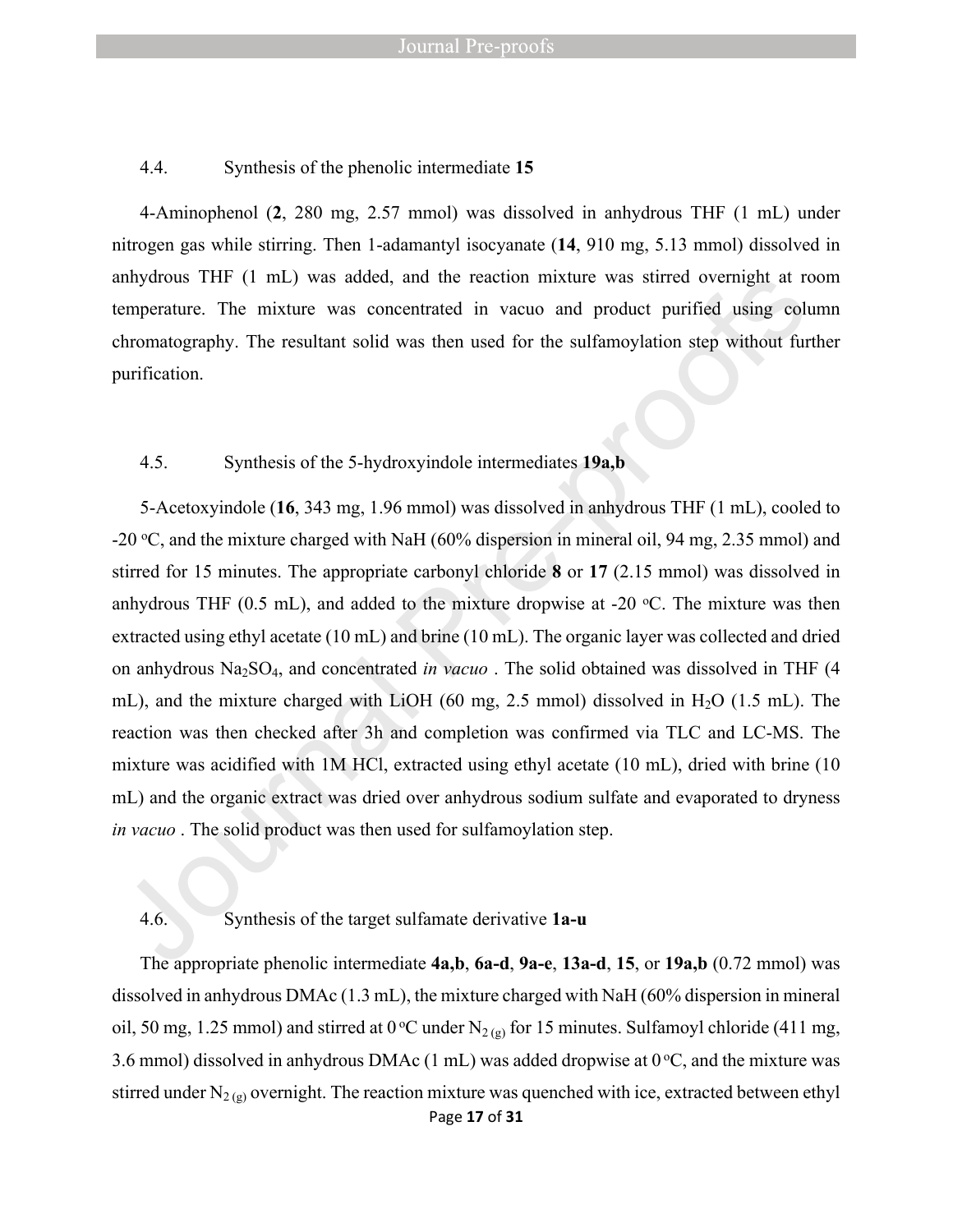### 4.4. Synthesis of the phenolic intermediate **15**

4-Aminophenol (**2**, 280 mg, 2.57 mmol) was dissolved in anhydrous THF (1 mL) under nitrogen gas while stirring. Then 1-adamantyl isocyanate (**14**, 910 mg, 5.13 mmol) dissolved in anhydrous THF (1 mL) was added, and the reaction mixture was stirred overnight at room temperature. The mixture was concentrated in vacuo and product purified using column chromatography. The resultant solid was then used for the sulfamoylation step without further purification.

### 4.5. Synthesis of the 5-hydroxyindole intermediates **19a,b**

5-Acetoxyindole (**16**, 343 mg, 1.96 mmol) was dissolved in anhydrous THF (1 mL), cooled to -20 $^{o}$C, and the mixture charged with NaH (60% dispersion in mineral oil, 94 mg, 2.35 mmol) and stirred for 15 minutes. The appropriate carbonyl chloride **8** or **17** (2.15 mmol) was dissolved in anhydrous THF (0.5 mL), and added to the mixture dropwise at -20 $^{o}$C. The mixture was then extracted using ethyl acetate (10 mL) and brine (10 mL). The organic layer was collected and dried on anhydrous $Na_2SO_4$, and concentrated *in vacuo* . The solid obtained was dissolved in THF (4 mL), and the mixture charged with LiOH (60 mg, 2.5 mmol) dissolved in $H_2O$ (1.5 mL). The reaction was then checked after 3h and completion was confirmed via TLC and LC-MS. The mixture was acidified with 1M HCl, extracted using ethyl acetate (10 mL), dried with brine (10 mL) and the organic extract was dried over anhydrous sodium sulfate and evaporated to dryness *in vacuo* . The solid product was then used for sulfamoylation step.

### 4.6. Synthesis of the target sulfamate derivative **1a-u**

The appropriate phenolic intermediate **4a,b**, **6a-d**, **9a-e**, **13a-d**, **15**, or **19a,b** (0.72 mmol) was dissolved in anhydrous DMAc (1.3 mL), the mixture charged with NaH (60% dispersion in mineral oil, 50 mg, 1.25 mmol) and stirred at 0 $^{o}$C under $N_{2\,(g)}$ for 15 minutes. Sulfamoyl chloride (411 mg, 3.6 mmol) dissolved in anhydrous DMAc (1 mL) was added dropwise at 0 $^{o}$C, and the mixture was stirred under $N_{2\,(g)}$ overnight. The reaction mixture was quenched with ice, extracted between ethyl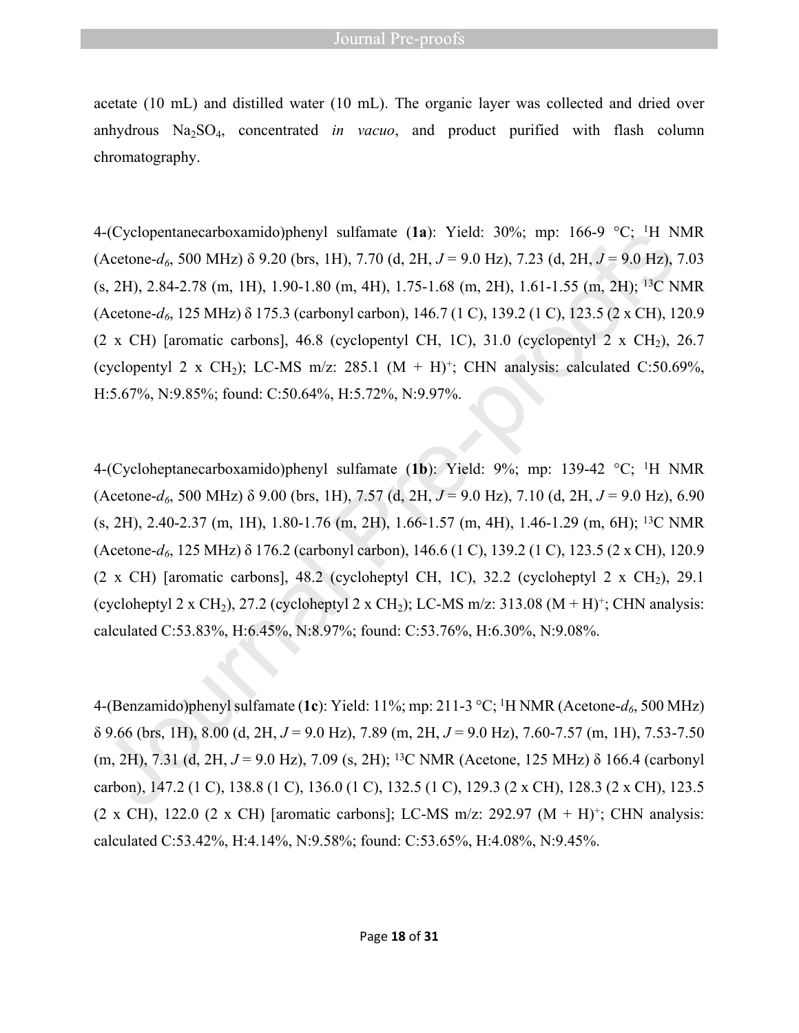acetate (10 mL) and distilled water (10 mL). The organic layer was collected and dried over anhydrous $Na_2SO_4$, concentrated *in vacuo*, and product purified with flash column chromatography.

4-(Cyclopentanecarboxamido)phenyl sulfamate (**1a**): Yield: 30%; mp: 166-9 °C; $^1$H NMR (Acetone-$d_6$, 500 MHz) δ 9.20 (brs, 1H), 7.70 (d, 2H, $J$ = 9.0 Hz), 7.23 (d, 2H, $J$ = 9.0 Hz), 7.03 (s, 2H), 2.84-2.78 (m, 1H), 1.90-1.80 (m, 4H), 1.75-1.68 (m, 2H), 1.61-1.55 (m, 2H); $^{13}$C NMR (Acetone-$d_6$, 125 MHz) δ 175.3 (carbonyl carbon), 146.7 (1 C), 139.2 (1 C), 123.5 (2 x CH), 120.9 (2 x CH) [aromatic carbons], 46.8 (cyclopentyl CH, 1C), 31.0 (cyclopentyl 2 x $CH_2$), 26.7 (cyclopentyl 2 x $CH_2$); LC-MS m/z: 285.1 $(M + H)^+$; CHN analysis: calculated C:50.69%, H:5.67%, N:9.85%; found: C:50.64%, H:5.72%, N:9.97%.

4-(Cycloheptanecarboxamido)phenyl sulfamate (**1b**): Yield: 9%; mp: 139-42 °C; $^1$H NMR (Acetone-$d_6$, 500 MHz) δ 9.00 (brs, 1H), 7.57 (d, 2H, $J$ = 9.0 Hz), 7.10 (d, 2H, $J$ = 9.0 Hz), 6.90 (s, 2H), 2.40-2.37 (m, 1H), 1.80-1.76 (m, 2H), 1.66-1.57 (m, 4H), 1.46-1.29 (m, 6H); $^{13}$C NMR (Acetone-$d_6$, 125 MHz) δ 176.2 (carbonyl carbon), 146.6 (1 C), 139.2 (1 C), 123.5 (2 x CH), 120.9 (2 x CH) [aromatic carbons], 48.2 (cycloheptyl CH, 1C), 32.2 (cycloheptyl 2 x $CH_2$), 29.1 (cycloheptyl 2 x $CH_2$), 27.2 (cycloheptyl 2 x $CH_2$); LC-MS m/z: 313.08 $(M + H)^+$; CHN analysis: calculated C:53.83%, H:6.45%, N:8.97%; found: C:53.76%, H:6.30%, N:9.08%.

4-(Benzamido)phenyl sulfamate (**1c**): Yield: 11%; mp: 211-3 °C; $^1$H NMR (Acetone-$d_6$, 500 MHz) δ 9.66 (brs, 1H), 8.00 (d, 2H, $J$ = 9.0 Hz), 7.89 (m, 2H, $J$ = 9.0 Hz), 7.60-7.57 (m, 1H), 7.53-7.50 (m, 2H), 7.31 (d, 2H, $J$ = 9.0 Hz), 7.09 (s, 2H); $^{13}$C NMR (Acetone, 125 MHz) δ 166.4 (carbonyl carbon), 147.2 (1 C), 138.8 (1 C), 136.0 (1 C), 132.5 (1 C), 129.3 (2 x CH), 128.3 (2 x CH), 123.5 (2 x CH), 122.0 (2 x CH) [aromatic carbons]; LC-MS m/z: 292.97 $(M + H)^+$; CHN analysis: calculated C:53.42%, H:4.14%, N:9.58%; found: C:53.65%, H:4.08%, N:9.45%.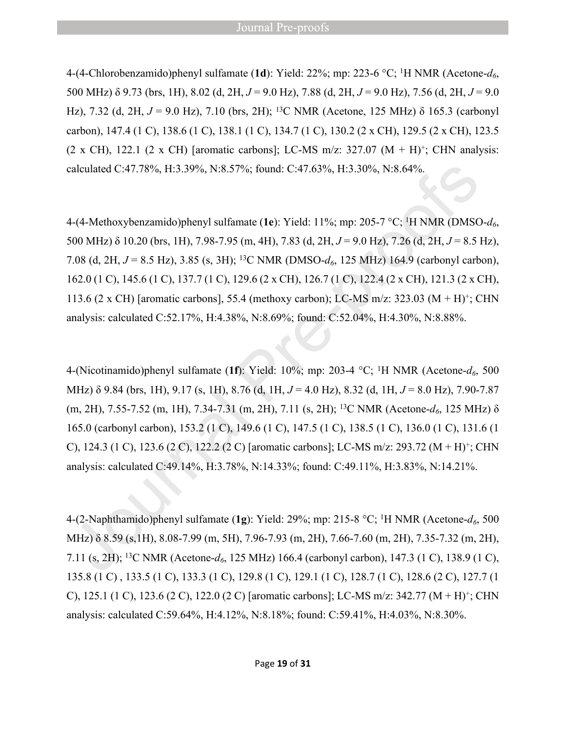4-(4-Chlorobenzamido)phenyl sulfamate (**1d**): Yield: 22%; mp: 223-6 °C; $^{1}$H NMR (Acetone-$d_6$, 500 MHz) δ 9.73 (brs, 1H), 8.02 (d, 2H, $J$ = 9.0 Hz), 7.88 (d, 2H, $J$ = 9.0 Hz), 7.56 (d, 2H, $J$ = 9.0 Hz), 7.32 (d, 2H, $J$ = 9.0 Hz), 7.10 (brs, 2H); $^{13}$C NMR (Acetone, 125 MHz) δ 165.3 (carbonyl carbon), 147.4 (1 C), 138.6 (1 C), 138.1 (1 C), 134.7 (1 C), 130.2 (2 x CH), 129.5 (2 x CH), 123.5 (2 x CH), 122.1 (2 x CH) [aromatic carbons]; LC-MS m/z: 327.07 $(M + H)^{+}$; CHN analysis: calculated C:47.78%, H:3.39%, N:8.57%; found: C:47.63%, H:3.30%, N:8.64%.

4-(4-Methoxybenzamido)phenyl sulfamate (**1e**): Yield: 11%; mp: 205-7 °C; $^{1}$H NMR (DMSO-$d_6$, 500 MHz) δ 10.20 (brs, 1H), 7.98-7.95 (m, 4H), 7.83 (d, 2H, $J$ = 9.0 Hz), 7.26 (d, 2H, $J$ = 8.5 Hz), 7.08 (d, 2H, $J$ = 8.5 Hz), 3.85 (s, 3H); $^{13}$C NMR (DMSO-$d_6$, 125 MHz) 164.9 (carbonyl carbon), 162.0 (1 C), 145.6 (1 C), 137.7 (1 C), 129.6 (2 x CH), 126.7 (1 C), 122.4 (2 x CH), 121.3 (2 x CH), 113.6 (2 x CH) [aromatic carbons], 55.4 (methoxy carbon); LC-MS m/z: 323.03 $(M + H)^{+}$; CHN analysis: calculated C:52.17%, H:4.38%, N:8.69%; found: C:52.04%, H:4.30%, N:8.88%.

4-(Nicotinamido)phenyl sulfamate (**1f**): Yield: 10%; mp: 203-4 °C; $^{1}$H NMR (Acetone-$d_6$, 500 MHz) δ 9.84 (brs, 1H), 9.17 (s, 1H), 8.76 (d, 1H, $J$ = 4.0 Hz), 8.32 (d, 1H, $J$ = 8.0 Hz), 7.90-7.87 (m, 2H), 7.55-7.52 (m, 1H), 7.34-7.31 (m, 2H), 7.11 (s, 2H); $^{13}$C NMR (Acetone-$d_6$, 125 MHz) δ 165.0 (carbonyl carbon), 153.2 (1 C), 149.6 (1 C), 147.5 (1 C), 138.5 (1 C), 136.0 (1 C), 131.6 (1 C), 124.3 (1 C), 123.6 (2 C), 122.2 (2 C) [aromatic carbons]; LC-MS m/z: 293.72 $(M + H)^{+}$; CHN analysis: calculated C:49.14%, H:3.78%, N:14.33%; found: C:49.11%, H:3.83%, N:14.21%.

4-(2-Naphthamido)phenyl sulfamate (**1g**): Yield: 29%; mp: 215-8 °C; $^{1}$H NMR (Acetone-$d_6$, 500 MHz) δ 8.59 (s,1H), 8.08-7.99 (m, 5H), 7.96-7.93 (m, 2H), 7.66-7.60 (m, 2H), 7.35-7.32 (m, 2H), 7.11 (s, 2H); $^{13}$C NMR (Acetone-$d_6$, 125 MHz) 166.4 (carbonyl carbon), 147.3 (1 C), 138.9 (1 C), 135.8 (1 C) , 133.5 (1 C), 133.3 (1 C), 129.8 (1 C), 129.1 (1 C), 128.7 (1 C), 128.6 (2 C), 127.7 (1 C), 125.1 (1 C), 123.6 (2 C), 122.0 (2 C) [aromatic carbons]; LC-MS m/z: 342.77 $(M + H)^{+}$; CHN analysis: calculated C:59.64%, H:4.12%, N:8.18%; found: C:59.41%, H:4.03%, N:8.30%.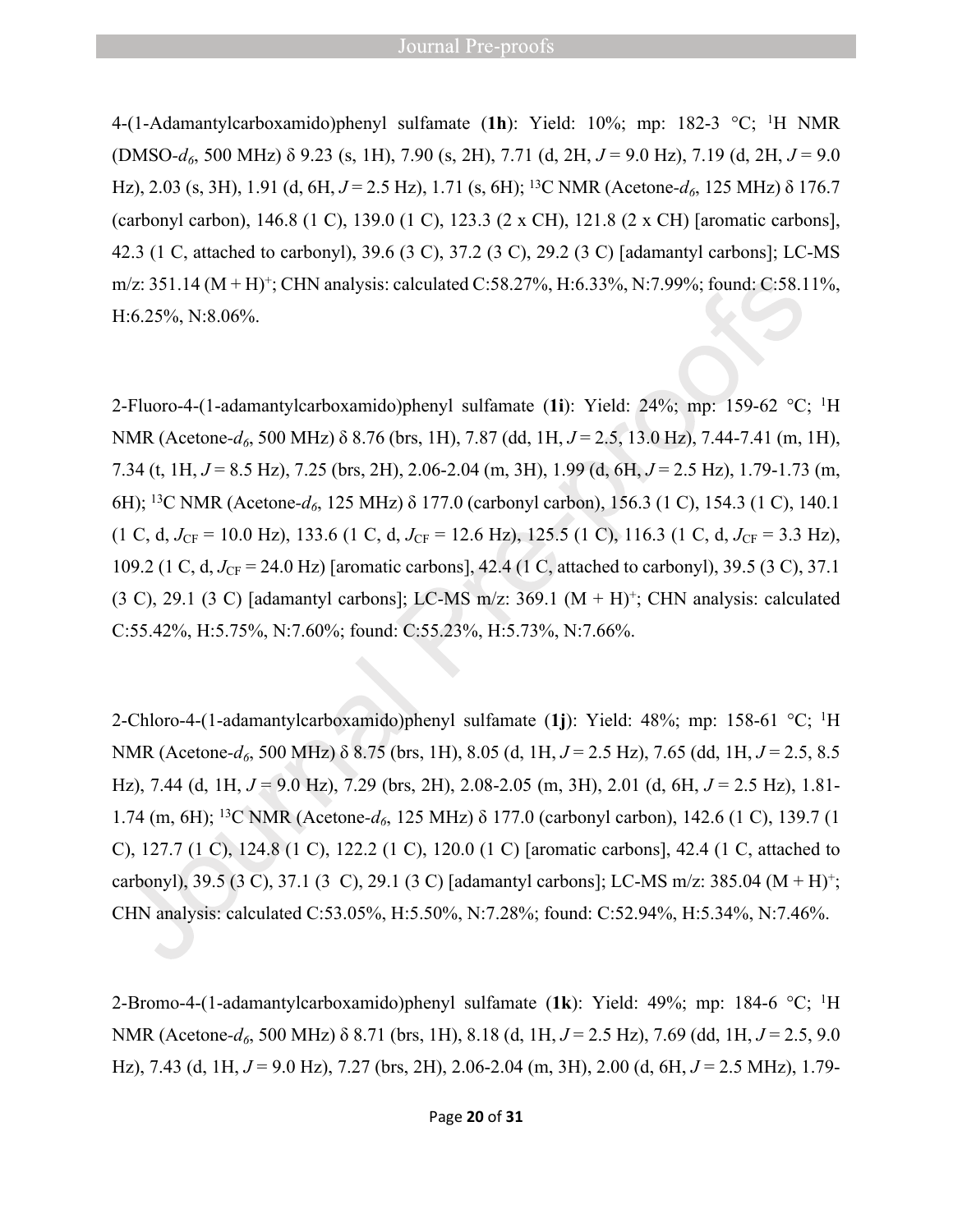4-(1-Adamantylcarboxamido)phenyl sulfamate (**1h**): Yield: 10%; mp: 182-3 °C; $^1$H NMR (DMSO-$d_6$, 500 MHz) δ 9.23 (s, 1H), 7.90 (s, 2H), 7.71 (d, 2H, $J$ = 9.0 Hz), 7.19 (d, 2H, $J$ = 9.0 Hz), 2.03 (s, 3H), 1.91 (d, 6H, $J$ = 2.5 Hz), 1.71 (s, 6H); $^{13}$C NMR (Acetone-$d_6$, 125 MHz) δ 176.7 (carbonyl carbon), 146.8 (1 C), 139.0 (1 C), 123.3 (2 x CH), 121.8 (2 x CH) [aromatic carbons], 42.3 (1 C, attached to carbonyl), 39.6 (3 C), 37.2 (3 C), 29.2 (3 C) [adamantyl carbons]; LC-MS m/z: 351.14 $(M + H)^+$; CHN analysis: calculated C:58.27%, H:6.33%, N:7.99%; found: C:58.11%, H:6.25%, N:8.06%.

2-Fluoro-4-(1-adamantylcarboxamido)phenyl sulfamate (**1i**): Yield: 24%; mp: 159-62 °C; $^1$H NMR (Acetone-$d_6$, 500 MHz) δ 8.76 (brs, 1H), 7.87 (dd, 1H, $J$ = 2.5, 13.0 Hz), 7.44-7.41 (m, 1H), 7.34 (t, 1H, $J$ = 8.5 Hz), 7.25 (brs, 2H), 2.06-2.04 (m, 3H), 1.99 (d, 6H, $J$ = 2.5 Hz), 1.79-1.73 (m, 6H); $^{13}$C NMR (Acetone-$d_6$, 125 MHz) δ 177.0 (carbonyl carbon), 156.3 (1 C), 154.3 (1 C), 140.1 (1 C, d, $J_{CF}$ = 10.0 Hz), 133.6 (1 C, d, $J_{CF}$ = 12.6 Hz), 125.5 (1 C), 116.3 (1 C, d, $J_{CF}$ = 3.3 Hz), 109.2 (1 C, d, $J_{CF}$ = 24.0 Hz) [aromatic carbons], 42.4 (1 C, attached to carbonyl), 39.5 (3 C), 37.1 (3 C), 29.1 (3 C) [adamantyl carbons]; LC-MS m/z: 369.1 $(M + H)^+$; CHN analysis: calculated C:55.42%, H:5.75%, N:7.60%; found: C:55.23%, H:5.73%, N:7.66%.

2-Chloro-4-(1-adamantylcarboxamido)phenyl sulfamate (**1j**): Yield: 48%; mp: 158-61 °C; $^1$H NMR (Acetone-$d_6$, 500 MHz) δ 8.75 (brs, 1H), 8.05 (d, 1H, $J$ = 2.5 Hz), 7.65 (dd, 1H, $J$ = 2.5, 8.5 Hz), 7.44 (d, 1H, $J$ = 9.0 Hz), 7.29 (brs, 2H), 2.08-2.05 (m, 3H), 2.01 (d, 6H, $J$ = 2.5 Hz), 1.81-1.74 (m, 6H); $^{13}$C NMR (Acetone-$d_6$, 125 MHz) δ 177.0 (carbonyl carbon), 142.6 (1 C), 139.7 (1 C), 127.7 (1 C), 124.8 (1 C), 122.2 (1 C), 120.0 (1 C) [aromatic carbons], 42.4 (1 C, attached to carbonyl), 39.5 (3 C), 37.1 (3 C), 29.1 (3 C) [adamantyl carbons]; LC-MS m/z: 385.04 $(M + H)^+$; CHN analysis: calculated C:53.05%, H:5.50%, N:7.28%; found: C:52.94%, H:5.34%, N:7.46%.

2-Bromo-4-(1-adamantylcarboxamido)phenyl sulfamate (**1k**): Yield: 49%; mp: 184-6 °C; $^1$H NMR (Acetone-$d_6$, 500 MHz) δ 8.71 (brs, 1H), 8.18 (d, 1H, $J$ = 2.5 Hz), 7.69 (dd, 1H, $J$ = 2.5, 9.0 Hz), 7.43 (d, 1H, $J$ = 9.0 Hz), 7.27 (brs, 2H), 2.06-2.04 (m, 3H), 2.00 (d, 6H, $J$ = 2.5 MHz), 1.79-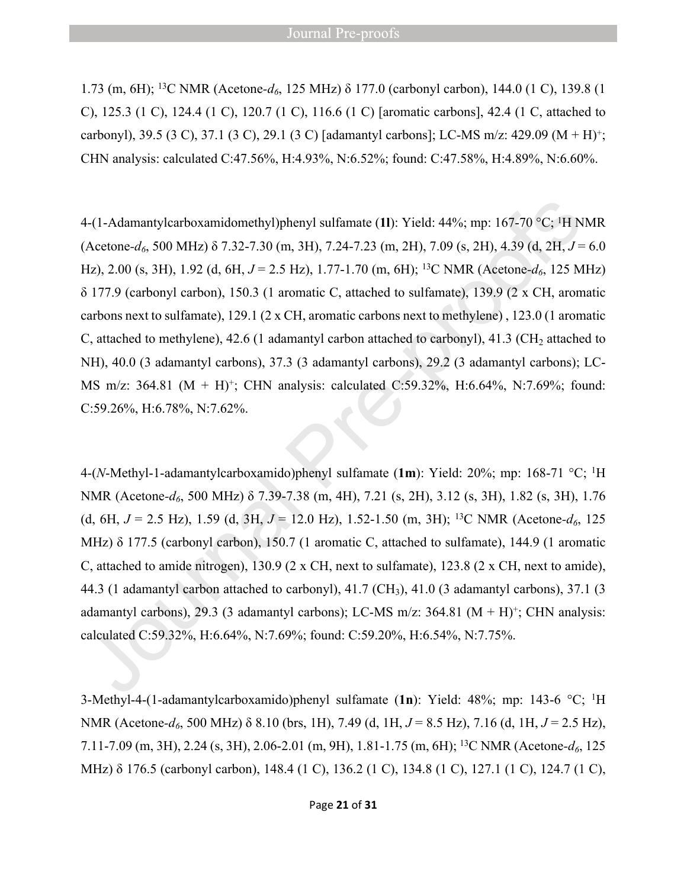1.73 (m, 6H); $^{13}C$ NMR (Acetone-$d_6$, 125 MHz) δ 177.0 (carbonyl carbon), 144.0 (1 C), 139.8 (1 C), 125.3 (1 C), 124.4 (1 C), 120.7 (1 C), 116.6 (1 C) [aromatic carbons], 42.4 (1 C, attached to carbonyl), 39.5 (3 C), 37.1 (3 C), 29.1 (3 C) [adamantyl carbons]; LC-MS m/z: 429.09 $(M + H)^+$; CHN analysis: calculated C:47.56%, H:4.93%, N:6.52%; found: C:47.58%, H:4.89%, N:6.60%.

4-(1-Adamantylcarboxamidomethyl)phenyl sulfamate (**1l**): Yield: 44%; mp: 167-70 °C; $^1H$ NMR (Acetone-$d_6$, 500 MHz) δ 7.32-7.30 (m, 3H), 7.24-7.23 (m, 2H), 7.09 (s, 2H), 4.39 (d, 2H, $J$ = 6.0 Hz), 2.00 (s, 3H), 1.92 (d, 6H, $J$ = 2.5 Hz), 1.77-1.70 (m, 6H); $^{13}C$ NMR (Acetone-$d_6$, 125 MHz) δ 177.9 (carbonyl carbon), 150.3 (1 aromatic C, attached to sulfamate), 139.9 (2 x CH, aromatic carbons next to sulfamate), 129.1 (2 x CH, aromatic carbons next to methylene) , 123.0 (1 aromatic C, attached to methylene), 42.6 (1 adamantyl carbon attached to carbonyl), 41.3 ($CH_2$ attached to NH), 40.0 (3 adamantyl carbons), 37.3 (3 adamantyl carbons), 29.2 (3 adamantyl carbons); LC-MS m/z: 364.81 $(M + H)^+$; CHN analysis: calculated C:59.32%, H:6.64%, N:7.69%; found: C:59.26%, H:6.78%, N:7.62%.

4-(*N*-Methyl-1-adamantylcarboxamido)phenyl sulfamate (**1m**): Yield: 20%; mp: 168-71 °C; $^1H$ NMR (Acetone-$d_6$, 500 MHz) δ 7.39-7.38 (m, 4H), 7.21 (s, 2H), 3.12 (s, 3H), 1.82 (s, 3H), 1.76 (d, 6H, $J$ = 2.5 Hz), 1.59 (d, 3H, $J$ = 12.0 Hz), 1.52-1.50 (m, 3H); $^{13}C$ NMR (Acetone-$d_6$, 125 MHz) δ 177.5 (carbonyl carbon), 150.7 (1 aromatic C, attached to sulfamate), 144.9 (1 aromatic C, attached to amide nitrogen), 130.9 (2 x CH, next to sulfamate), 123.8 (2 x CH, next to amide), 44.3 (1 adamantyl carbon attached to carbonyl), 41.7 ($CH_3$), 41.0 (3 adamantyl carbons), 37.1 (3 adamantyl carbons), 29.3 (3 adamantyl carbons); LC-MS m/z: 364.81 $(M + H)^+$; CHN analysis: calculated C:59.32%, H:6.64%, N:7.69%; found: C:59.20%, H:6.54%, N:7.75%.

3-Methyl-4-(1-adamantylcarboxamido)phenyl sulfamate (**1n**): Yield: 48%; mp: 143-6 °C; $^1H$ NMR (Acetone-$d_6$, 500 MHz) δ 8.10 (brs, 1H), 7.49 (d, 1H, $J$ = 8.5 Hz), 7.16 (d, 1H, $J$ = 2.5 Hz), 7.11-7.09 (m, 3H), 2.24 (s, 3H), 2.06-2.01 (m, 9H), 1.81-1.75 (m, 6H); $^{13}C$ NMR (Acetone-$d_6$, 125 MHz) δ 176.5 (carbonyl carbon), 148.4 (1 C), 136.2 (1 C), 134.8 (1 C), 127.1 (1 C), 124.7 (1 C),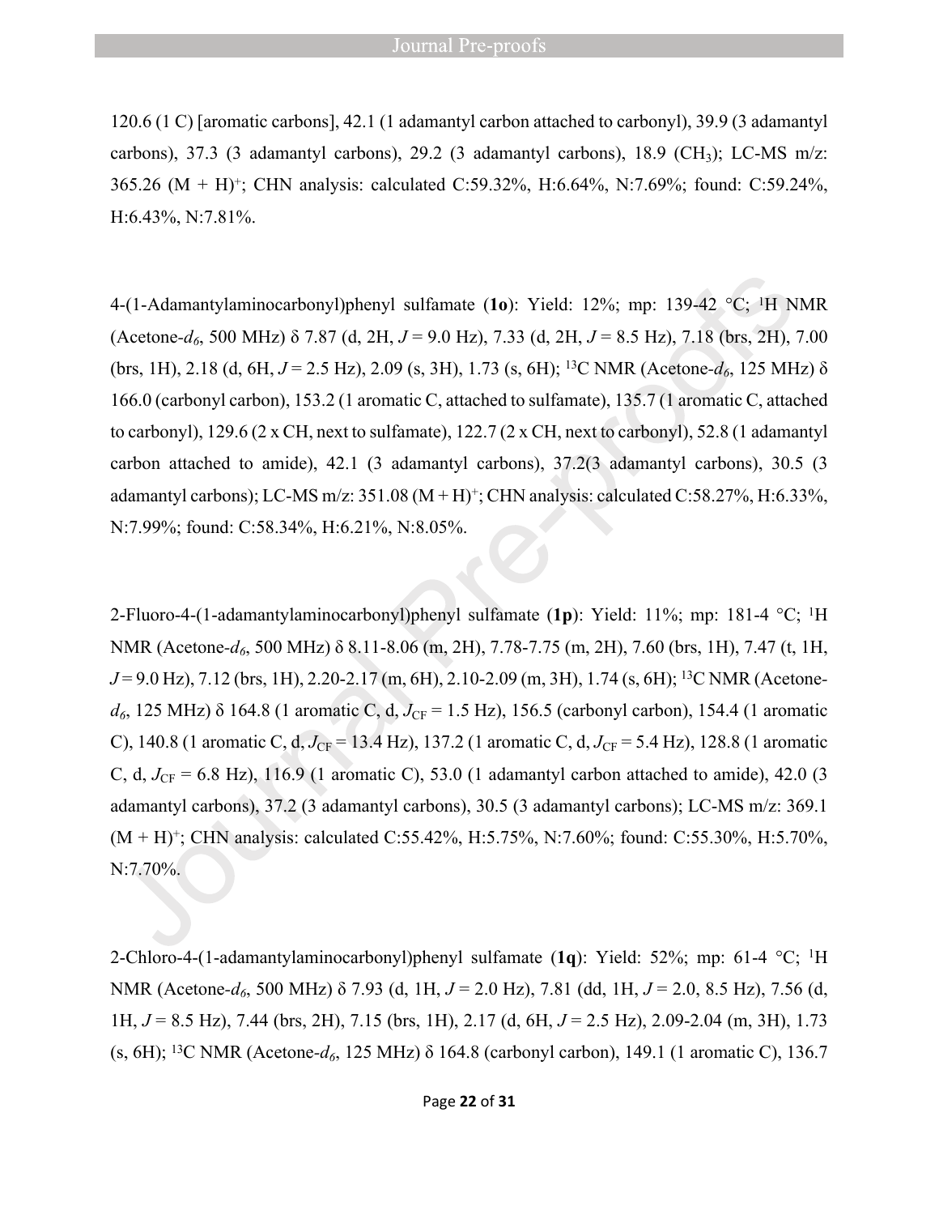120.6 (1 C) [aromatic carbons], 42.1 (1 adamantyl carbon attached to carbonyl), 39.9 (3 adamantyl carbons), 37.3 (3 adamantyl carbons), 29.2 (3 adamantyl carbons), 18.9 ($CH_3$); LC-MS m/z: 365.26 $(M + H)^+$; CHN analysis: calculated C:59.32%, H:6.64%, N:7.69%; found: C:59.24%, H:6.43%, N:7.81%.

4-(1-Adamantylaminocarbonyl)phenyl sulfamate (**1o**): Yield: 12%; mp: 139-42 °C; $^1$H NMR (Acetone-$d_6$, 500 MHz) δ 7.87 (d, 2H, $J$ = 9.0 Hz), 7.33 (d, 2H, $J$ = 8.5 Hz), 7.18 (brs, 2H), 7.00 (brs, 1H), 2.18 (d, 6H, $J$ = 2.5 Hz), 2.09 (s, 3H), 1.73 (s, 6H); $^{13}$C NMR (Acetone-$d_6$, 125 MHz) δ 166.0 (carbonyl carbon), 153.2 (1 aromatic C, attached to sulfamate), 135.7 (1 aromatic C, attached to carbonyl), 129.6 (2 x CH, next to sulfamate), 122.7 (2 x CH, next to carbonyl), 52.8 (1 adamantyl carbon attached to amide), 42.1 (3 adamantyl carbons), 37.2(3 adamantyl carbons), 30.5 (3 adamantyl carbons); LC-MS m/z: 351.08 $(M + H)^+$; CHN analysis: calculated C:58.27%, H:6.33%, N:7.99%; found: C:58.34%, H:6.21%, N:8.05%.

2-Fluoro-4-(1-adamantylaminocarbonyl)phenyl sulfamate (**1p**): Yield: 11%; mp: 181-4 °C; $^1$H NMR (Acetone-$d_6$, 500 MHz) δ 8.11-8.06 (m, 2H), 7.78-7.75 (m, 2H), 7.60 (brs, 1H), 7.47 (t, 1H, $J$ = 9.0 Hz), 7.12 (brs, 1H), 2.20-2.17 (m, 6H), 2.10-2.09 (m, 3H), 1.74 (s, 6H); $^{13}$C NMR (Acetone-$d_6$, 125 MHz) δ 164.8 (1 aromatic C, d, $J_{CF}$ = 1.5 Hz), 156.5 (carbonyl carbon), 154.4 (1 aromatic C), 140.8 (1 aromatic C, d, $J_{CF}$ = 13.4 Hz), 137.2 (1 aromatic C, d, $J_{CF}$ = 5.4 Hz), 128.8 (1 aromatic C, d, $J_{CF}$ = 6.8 Hz), 116.9 (1 aromatic C), 53.0 (1 adamantyl carbon attached to amide), 42.0 (3 adamantyl carbons), 37.2 (3 adamantyl carbons), 30.5 (3 adamantyl carbons); LC-MS m/z: 369.1 $(M + H)^+$; CHN analysis: calculated C:55.42%, H:5.75%, N:7.60%; found: C:55.30%, H:5.70%, N:7.70%.

2-Chloro-4-(1-adamantylaminocarbonyl)phenyl sulfamate (**1q**): Yield: 52%; mp: 61-4 °C; $^1$H NMR (Acetone-$d_6$, 500 MHz) δ 7.93 (d, 1H, $J$ = 2.0 Hz), 7.81 (dd, 1H, $J$ = 2.0, 8.5 Hz), 7.56 (d, 1H, $J$ = 8.5 Hz), 7.44 (brs, 2H), 7.15 (brs, 1H), 2.17 (d, 6H, $J$ = 2.5 Hz), 2.09-2.04 (m, 3H), 1.73 (s, 6H); $^{13}$C NMR (Acetone-$d_6$, 125 MHz) δ 164.8 (carbonyl carbon), 149.1 (1 aromatic C), 136.7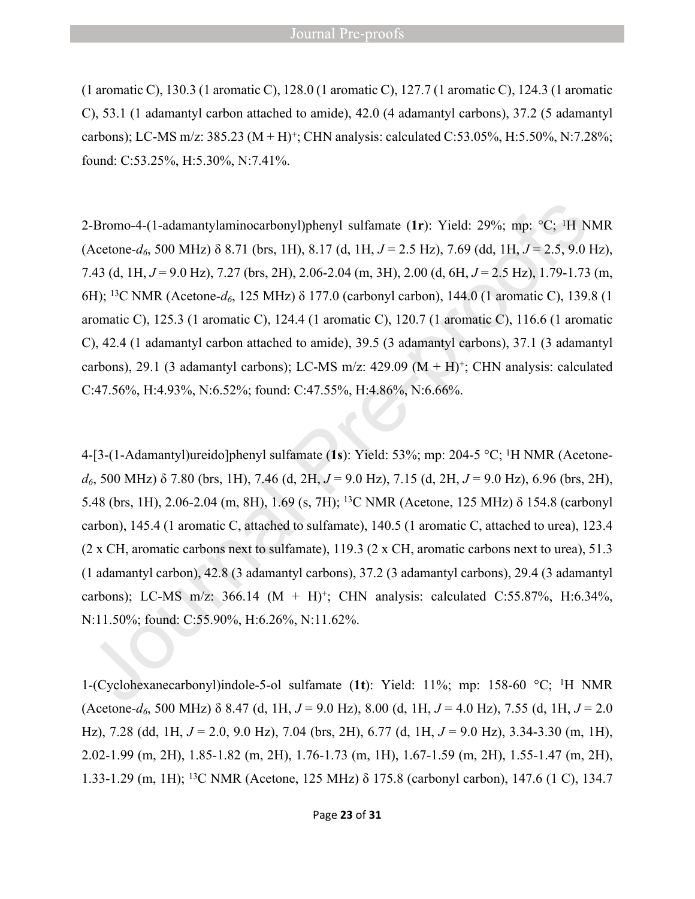(1 aromatic C), 130.3 (1 aromatic C), 128.0 (1 aromatic C), 127.7 (1 aromatic C), 124.3 (1 aromatic C), 53.1 (1 adamantyl carbon attached to amide), 42.0 (4 adamantyl carbons), 37.2 (5 adamantyl carbons); LC-MS m/z: 385.23 $(M + H)^+$; CHN analysis: calculated C:53.05%, H:5.50%, N:7.28%; found: C:53.25%, H:5.30%, N:7.41%.

2-Bromo-4-(1-adamantylaminocarbonyl)phenyl sulfamate (**1r**): Yield: 29%; mp: °C; $^1$H NMR (Acetone-$d_6$, 500 MHz) δ 8.71 (brs, 1H), 8.17 (d, 1H, $J$ = 2.5 Hz), 7.69 (dd, 1H, $J$ = 2.5, 9.0 Hz), 7.43 (d, 1H, $J$ = 9.0 Hz), 7.27 (brs, 2H), 2.06-2.04 (m, 3H), 2.00 (d, 6H, $J$ = 2.5 Hz), 1.79-1.73 (m, 6H); $^{13}$C NMR (Acetone-$d_6$, 125 MHz) δ 177.0 (carbonyl carbon), 144.0 (1 aromatic C), 139.8 (1 aromatic C), 125.3 (1 aromatic C), 124.4 (1 aromatic C), 120.7 (1 aromatic C), 116.6 (1 aromatic C), 42.4 (1 adamantyl carbon attached to amide), 39.5 (3 adamantyl carbons), 37.1 (3 adamantyl carbons), 29.1 (3 adamantyl carbons); LC-MS m/z: 429.09 $(M + H)^+$; CHN analysis: calculated C:47.56%, H:4.93%, N:6.52%; found: C:47.55%, H:4.86%, N:6.66%.

4-[3-(1-Adamantyl)ureido]phenyl sulfamate (**1s**): Yield: 53%; mp: 204-5 °C; $^1$H NMR (Acetone-$d_6$, 500 MHz) δ 7.80 (brs, 1H), 7.46 (d, 2H, $J$ = 9.0 Hz), 7.15 (d, 2H, $J$ = 9.0 Hz), 6.96 (brs, 2H), 5.48 (brs, 1H), 2.06-2.04 (m, 8H), 1.69 (s, 7H); $^{13}$C NMR (Acetone, 125 MHz) δ 154.8 (carbonyl carbon), 145.4 (1 aromatic C, attached to sulfamate), 140.5 (1 aromatic C, attached to urea), 123.4 (2 x CH, aromatic carbons next to sulfamate), 119.3 (2 x CH, aromatic carbons next to urea), 51.3 (1 adamantyl carbon), 42.8 (3 adamantyl carbons), 37.2 (3 adamantyl carbons), 29.4 (3 adamantyl carbons); LC-MS m/z: 366.14 $(M + H)^+$; CHN analysis: calculated C:55.87%, H:6.34%, N:11.50%; found: C:55.90%, H:6.26%, N:11.62%.

1-(Cyclohexanecarbonyl)indole-5-ol sulfamate (**1t**): Yield: 11%; mp: 158-60 °C; $^1$H NMR (Acetone-$d_6$, 500 MHz) δ 8.47 (d, 1H, $J$ = 9.0 Hz), 8.00 (d, 1H, $J$ = 4.0 Hz), 7.55 (d, 1H, $J$ = 2.0 Hz), 7.28 (dd, 1H, $J$ = 2.0, 9.0 Hz), 7.04 (brs, 2H), 6.77 (d, 1H, $J$ = 9.0 Hz), 3.34-3.30 (m, 1H), 2.02-1.99 (m, 2H), 1.85-1.82 (m, 2H), 1.76-1.73 (m, 1H), 1.67-1.59 (m, 2H), 1.55-1.47 (m, 2H), 1.33-1.29 (m, 1H); $^{13}$C NMR (Acetone, 125 MHz) δ 175.8 (carbonyl carbon), 147.6 (1 C), 134.7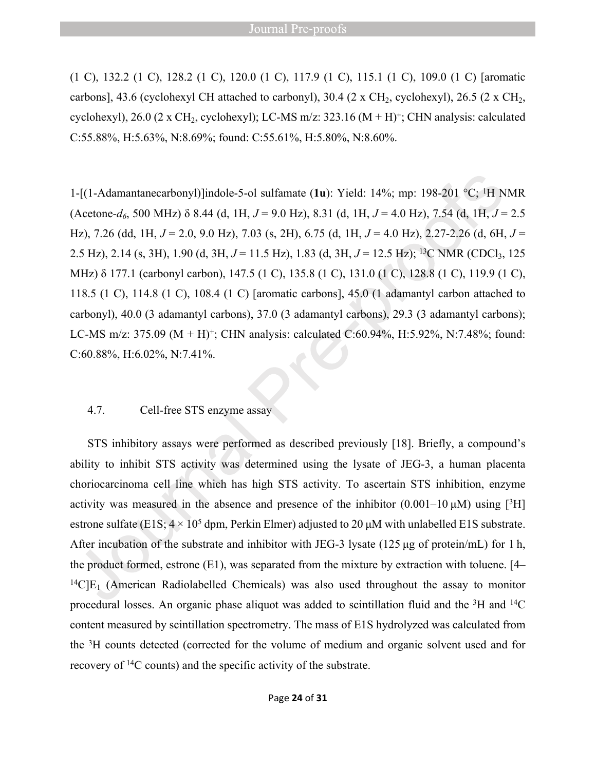(1 C), 132.2 (1 C), 128.2 (1 C), 120.0 (1 C), 117.9 (1 C), 115.1 (1 C), 109.0 (1 C) [aromatic carbons], 43.6 (cyclohexyl CH attached to carbonyl), 30.4 (2 x $CH_2$, cyclohexyl), 26.5 (2 x $CH_2$, cyclohexyl), 26.0 (2 x $CH_2$, cyclohexyl); LC-MS m/z: 323.16 $(M + H)^+$; CHN analysis: calculated C:55.88%, H:5.63%, N:8.69%; found: C:55.61%, H:5.80%, N:8.60%.

1-[(1-Adamantanecarbonyl)]indole-5-ol sulfamate (**1u**): Yield: 14%; mp: 198-201 °C; $^1$H NMR (Acetone-$d_6$, 500 MHz) δ 8.44 (d, 1H, *J* = 9.0 Hz), 8.31 (d, 1H, *J* = 4.0 Hz), 7.54 (d, 1H, *J* = 2.5 Hz), 7.26 (dd, 1H, *J* = 2.0, 9.0 Hz), 7.03 (s, 2H), 6.75 (d, 1H, *J* = 4.0 Hz), 2.27-2.26 (d, 6H, *J* = 2.5 Hz), 2.14 (s, 3H), 1.90 (d, 3H, *J* = 11.5 Hz), 1.83 (d, 3H, *J* = 12.5 Hz); $^{13}$C NMR ($CDCl_3$, 125 MHz) δ 177.1 (carbonyl carbon), 147.5 (1 C), 135.8 (1 C), 131.0 (1 C), 128.8 (1 C), 119.9 (1 C), 118.5 (1 C), 114.8 (1 C), 108.4 (1 C) [aromatic carbons], 45.0 (1 adamantyl carbon attached to carbonyl), 40.0 (3 adamantyl carbons), 37.0 (3 adamantyl carbons), 29.3 (3 adamantyl carbons); LC-MS m/z: 375.09 $(M + H)^+$; CHN analysis: calculated C:60.94%, H:5.92%, N:7.48%; found: C:60.88%, H:6.02%, N:7.41%.

### 4.7. Cell-free STS enzyme assay

STS inhibitory assays were performed as described previously [18]. Briefly, a compound's ability to inhibit STS activity was determined using the lysate of JEG-3, a human placenta choriocarcinoma cell line which has high STS activity. To ascertain STS inhibition, enzyme activity was measured in the absence and presence of the inhibitor (0.001–10 μM) using [$^3$H] estrone sulfate (E1S; $4 \times 10^5$ dpm, Perkin Elmer) adjusted to 20 μM with unlabelled E1S substrate. After incubation of the substrate and inhibitor with JEG-3 lysate (125 μg of protein/mL) for 1 h, the product formed, estrone (E1), was separated from the mixture by extraction with toluene. [4–$^{14}$C]$E_1$ (American Radiolabelled Chemicals) was also used throughout the assay to monitor procedural losses. An organic phase aliquot was added to scintillation fluid and the $^3$H and $^{14}$C content measured by scintillation spectrometry. The mass of E1S hydrolyzed was calculated from the $^3$H counts detected (corrected for the volume of medium and organic solvent used and for recovery of $^{14}$C counts) and the specific activity of the substrate.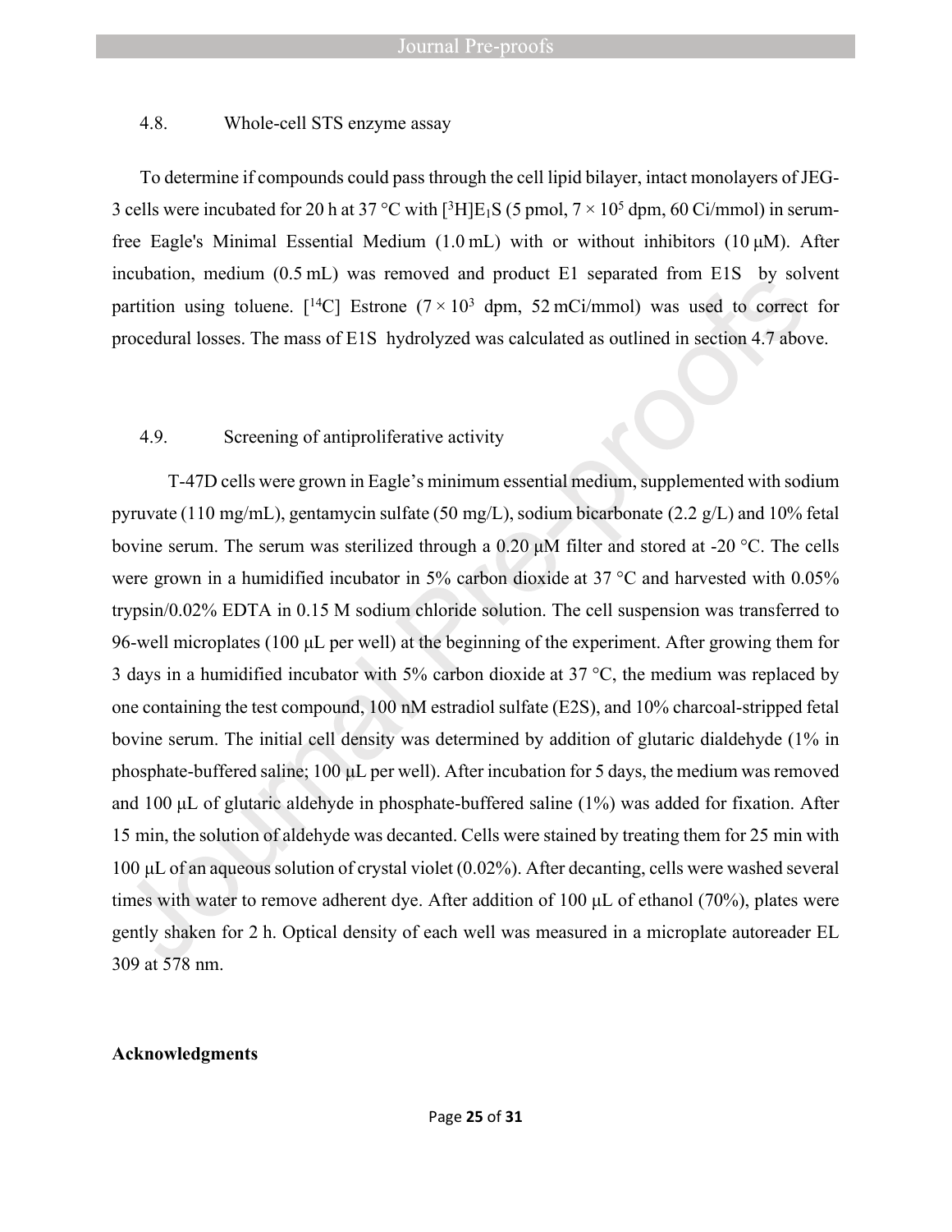### 4.8. Whole-cell STS enzyme assay

To determine if compounds could pass through the cell lipid bilayer, intact monolayers of JEG-3 cells were incubated for 20 h at 37 °C with [$^3$H]E$_1$S (5 pmol, $7 \times 10^5$ dpm, 60 Ci/mmol) in serum-free Eagle's Minimal Essential Medium (1.0 mL) with or without inhibitors (10 μM). After incubation, medium (0.5 mL) was removed and product E1 separated from E1S by solvent partition using toluene. [$^{14}$C] Estrone ($7 \times 10^3$ dpm, 52 mCi/mmol) was used to correct for procedural losses. The mass of E1S hydrolyzed was calculated as outlined in section 4.7 above.

### 4.9. Screening of antiproliferative activity

T-47D cells were grown in Eagle's minimum essential medium, supplemented with sodium pyruvate (110 mg/mL), gentamycin sulfate (50 mg/L), sodium bicarbonate (2.2 g/L) and 10% fetal bovine serum. The serum was sterilized through a 0.20 μM filter and stored at -20 °C. The cells were grown in a humidified incubator in 5% carbon dioxide at 37 °C and harvested with 0.05% trypsin/0.02% EDTA in 0.15 M sodium chloride solution. The cell suspension was transferred to 96-well microplates (100 μL per well) at the beginning of the experiment. After growing them for 3 days in a humidified incubator with 5% carbon dioxide at 37 °C, the medium was replaced by one containing the test compound, 100 nM estradiol sulfate (E2S), and 10% charcoal-stripped fetal bovine serum. The initial cell density was determined by addition of glutaric dialdehyde (1% in phosphate-buffered saline; 100 μL per well). After incubation for 5 days, the medium was removed and 100 μL of glutaric aldehyde in phosphate-buffered saline (1%) was added for fixation. After 15 min, the solution of aldehyde was decanted. Cells were stained by treating them for 25 min with 100 μL of an aqueous solution of crystal violet (0.02%). After decanting, cells were washed several times with water to remove adherent dye. After addition of 100 μL of ethanol (70%), plates were gently shaken for 2 h. Optical density of each well was measured in a microplate autoreader EL 309 at 578 nm.

**Acknowledgments**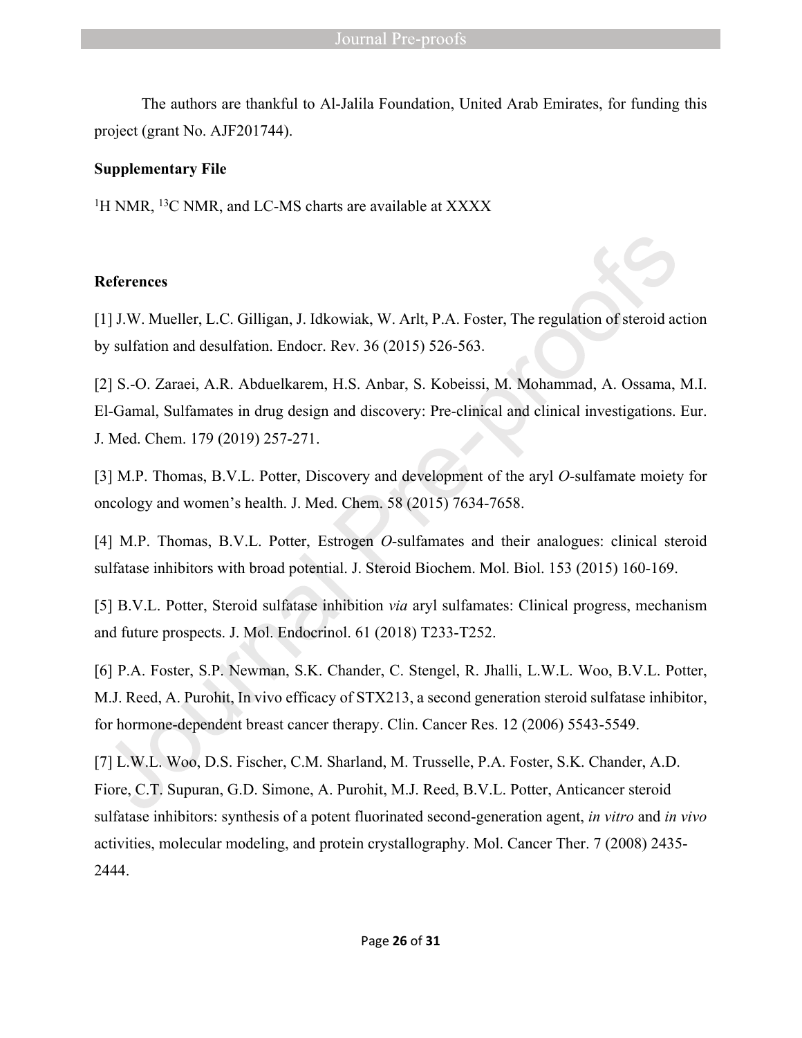The authors are thankful to Al-Jalila Foundation, United Arab Emirates, for funding this project (grant No. AJF201744).

**Supplementary File**

$^{1}$H NMR, $^{13}$C NMR, and LC-MS charts are available at XXXX

**References**

[1] J.W. Mueller, L.C. Gilligan, J. Idkowiak, W. Arlt, P.A. Foster, The regulation of steroid action by sulfation and desulfation. Endocr. Rev. 36 (2015) 526-563.

[2] S.-O. Zaraei, A.R. Abduelkarem, H.S. Anbar, S. Kobeissi, M. Mohammad, A. Ossama, M.I. El-Gamal, Sulfamates in drug design and discovery: Pre-clinical and clinical investigations. Eur. J. Med. Chem. 179 (2019) 257-271.

[3] M.P. Thomas, B.V.L. Potter, Discovery and development of the aryl *O*-sulfamate moiety for oncology and women's health. J. Med. Chem. 58 (2015) 7634-7658.

[4] M.P. Thomas, B.V.L. Potter, Estrogen *O*-sulfamates and their analogues: clinical steroid sulfatase inhibitors with broad potential. J. Steroid Biochem. Mol. Biol. 153 (2015) 160-169.

[5] B.V.L. Potter, Steroid sulfatase inhibition *via* aryl sulfamates: Clinical progress, mechanism and future prospects. J. Mol. Endocrinol. 61 (2018) T233-T252.

[6] P.A. Foster, S.P. Newman, S.K. Chander, C. Stengel, R. Jhalli, L.W.L. Woo, B.V.L. Potter, M.J. Reed, A. Purohit, In vivo efficacy of STX213, a second generation steroid sulfatase inhibitor, for hormone-dependent breast cancer therapy. Clin. Cancer Res. 12 (2006) 5543-5549.

[7] L.W.L. Woo, D.S. Fischer, C.M. Sharland, M. Trusselle, P.A. Foster, S.K. Chander, A.D. Fiore, C.T. Supuran, G.D. Simone, A. Purohit, M.J. Reed, B.V.L. Potter, Anticancer steroid sulfatase inhibitors: synthesis of a potent fluorinated second-generation agent, *in vitro* and *in vivo* activities, molecular modeling, and protein crystallography. Mol. Cancer Ther. 7 (2008) 2435-2444.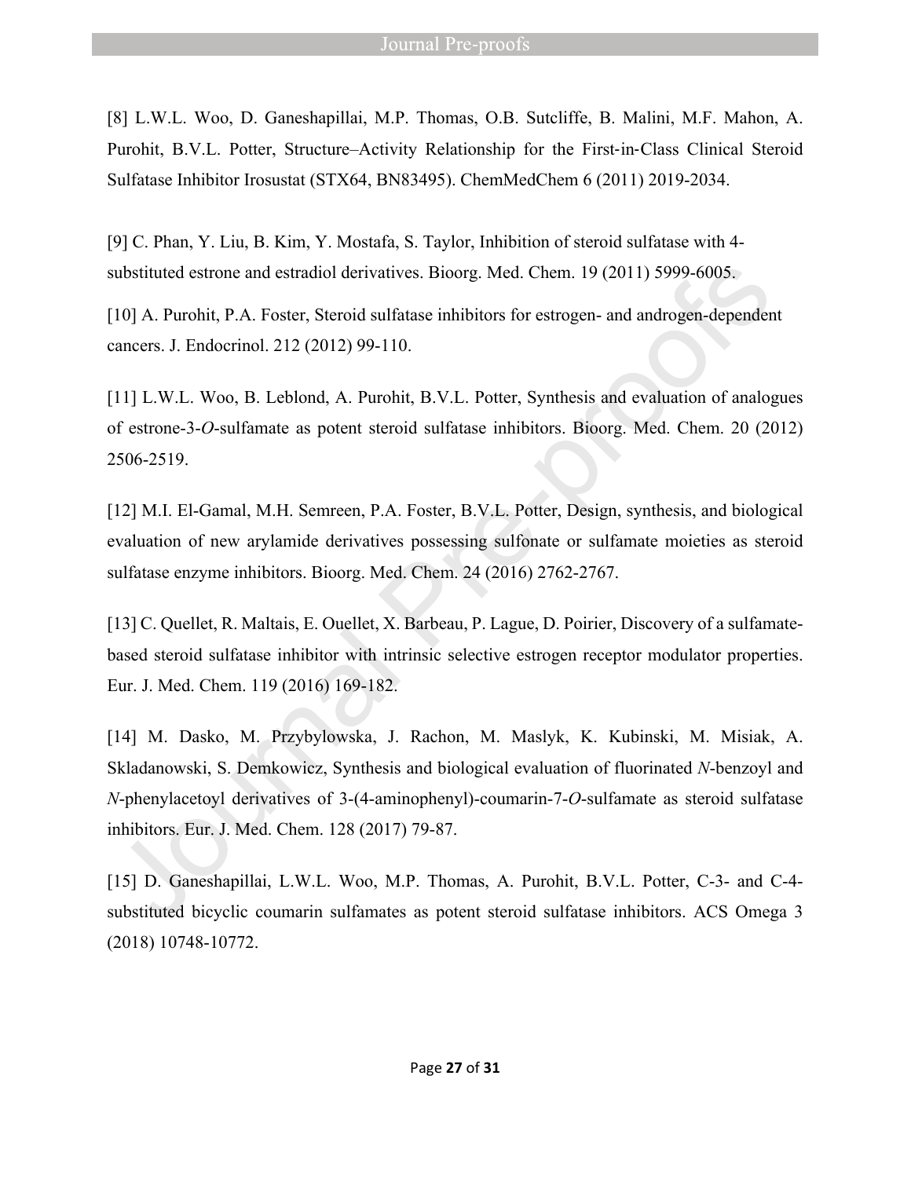[8] L.W.L. Woo, D. Ganeshapillai, M.P. Thomas, O.B. Sutcliffe, B. Malini, M.F. Mahon, A. Purohit, B.V.L. Potter, Structure–Activity Relationship for the First-in-Class Clinical Steroid Sulfatase Inhibitor Irosustat (STX64, BN83495). ChemMedChem 6 (2011) 2019-2034.

[9] C. Phan, Y. Liu, B. Kim, Y. Mostafa, S. Taylor, Inhibition of steroid sulfatase with 4-substituted estrone and estradiol derivatives. Bioorg. Med. Chem. 19 (2011) 5999-6005.

[10] A. Purohit, P.A. Foster, Steroid sulfatase inhibitors for estrogen- and androgen-dependent cancers. J. Endocrinol. 212 (2012) 99-110.

[11] L.W.L. Woo, B. Leblond, A. Purohit, B.V.L. Potter, Synthesis and evaluation of analogues of estrone-3-*O*-sulfamate as potent steroid sulfatase inhibitors. Bioorg. Med. Chem. 20 (2012) 2506-2519.

[12] M.I. El-Gamal, M.H. Semreen, P.A. Foster, B.V.L. Potter, Design, synthesis, and biological evaluation of new arylamide derivatives possessing sulfonate or sulfamate moieties as steroid sulfatase enzyme inhibitors. Bioorg. Med. Chem. 24 (2016) 2762-2767.

[13] C. Quellet, R. Maltais, E. Ouellet, X. Barbeau, P. Lague, D. Poirier, Discovery of a sulfamate-based steroid sulfatase inhibitor with intrinsic selective estrogen receptor modulator properties. Eur. J. Med. Chem. 119 (2016) 169-182.

[14] M. Dasko, M. Przybylowska, J. Rachon, M. Maslyk, K. Kubinski, M. Misiak, A. Skladanowski, S. Demkowicz, Synthesis and biological evaluation of fluorinated *N*-benzoyl and *N*-phenylacetoyl derivatives of 3-(4-aminophenyl)-coumarin-7-*O*-sulfamate as steroid sulfatase inhibitors. Eur. J. Med. Chem. 128 (2017) 79-87.

[15] D. Ganeshapillai, L.W.L. Woo, M.P. Thomas, A. Purohit, B.V.L. Potter, C-3- and C-4-substituted bicyclic coumarin sulfamates as potent steroid sulfatase inhibitors. ACS Omega 3 (2018) 10748-10772.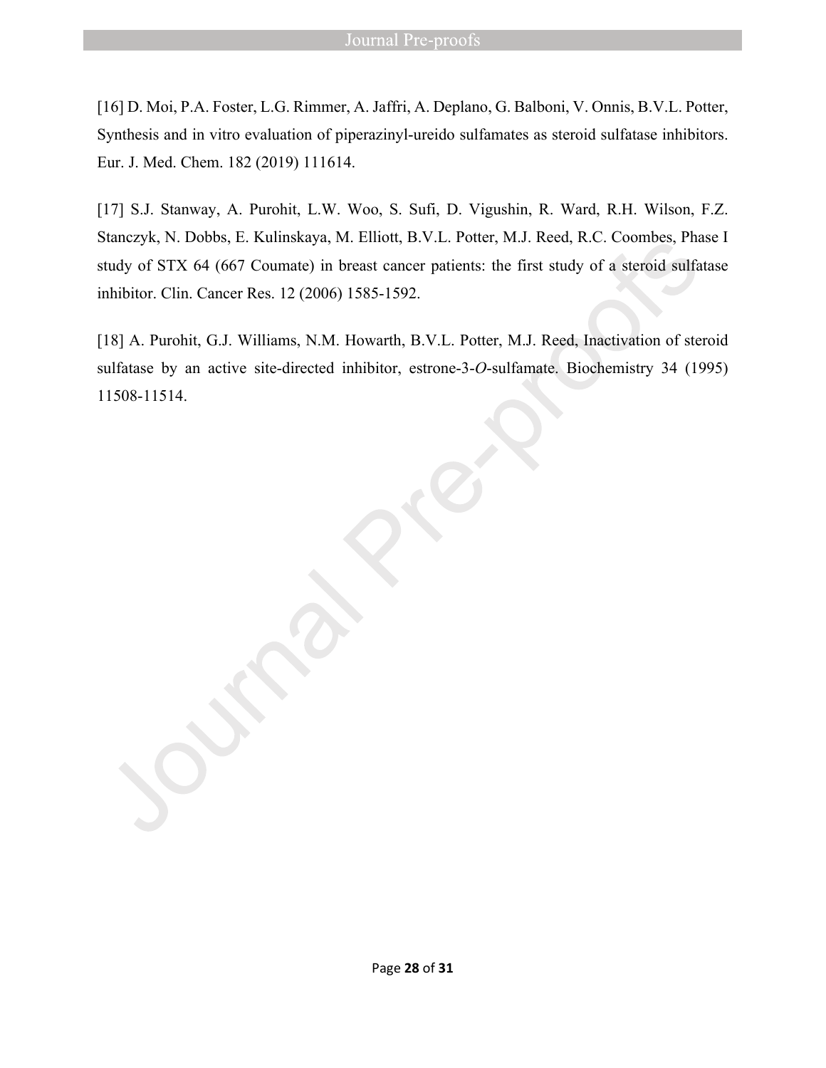[16] D. Moi, P.A. Foster, L.G. Rimmer, A. Jaffri, A. Deplano, G. Balboni, V. Onnis, B.V.L. Potter, Synthesis and in vitro evaluation of piperazinyl-ureido sulfamates as steroid sulfatase inhibitors. Eur. J. Med. Chem. 182 (2019) 111614.

[17] S.J. Stanway, A. Purohit, L.W. Woo, S. Sufi, D. Vigushin, R. Ward, R.H. Wilson, F.Z. Stanczyk, N. Dobbs, E. Kulinskaya, M. Elliott, B.V.L. Potter, M.J. Reed, R.C. Coombes, Phase I study of STX 64 (667 Coumate) in breast cancer patients: the first study of a steroid sulfatase inhibitor. Clin. Cancer Res. 12 (2006) 1585-1592.

[18] A. Purohit, G.J. Williams, N.M. Howarth, B.V.L. Potter, M.J. Reed, Inactivation of steroid sulfatase by an active site-directed inhibitor, estrone-3-*O*-sulfamate. Biochemistry 34 (1995) 11508-11514.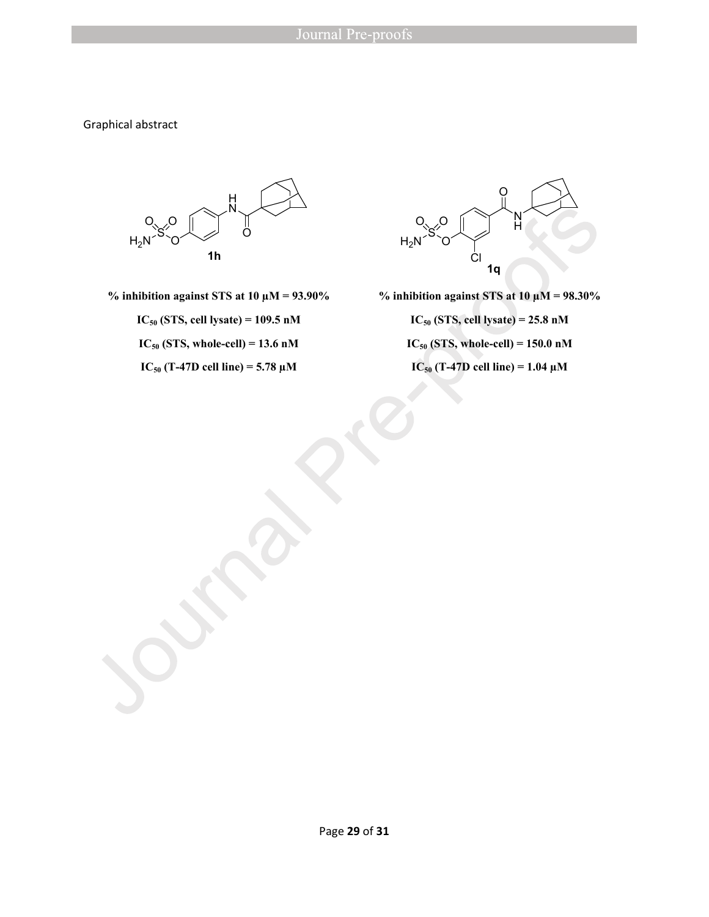Graphical abstract

**1h**

**% inhibition against STS at 10 μM = 93.90%**

**$IC_{50}$ (STS, cell lysate) = 109.5 nM**

**$IC_{50}$ (STS, whole-cell) = 13.6 nM**

**$IC_{50}$ (T-47D cell line) = 5.78 μM**

**1q**

**% inhibition against STS at 10 μM = 98.30%**

**$IC_{50}$ (STS, cell lysate) = 25.8 nM**

**$IC_{50}$ (STS, whole-cell) = 150.0 nM**

**$IC_{50}$ (T-47D cell line) = 1.04 μM**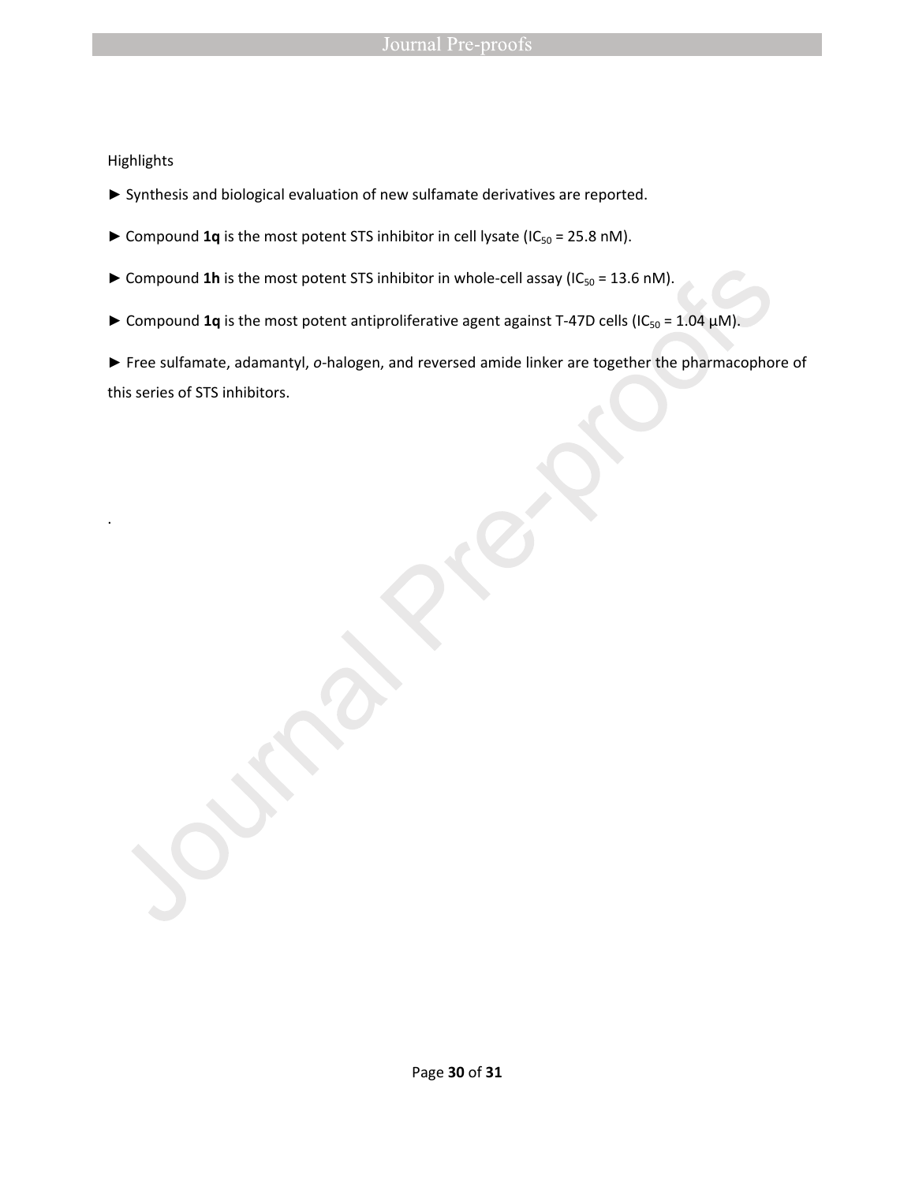Highlights

► Synthesis and biological evaluation of new sulfamate derivatives are reported.

► Compound **1q** is the most potent STS inhibitor in cell lysate ($IC_{50}$ = 25.8 nM).

► Compound **1h** is the most potent STS inhibitor in whole-cell assay ($IC_{50}$ = 13.6 nM).

► Compound **1q** is the most potent antiproliferative agent against T-47D cells ($IC_{50}$ = 1.04 μM).

► Free sulfamate, adamantyl, *o*-halogen, and reversed amide linker are together the pharmacophore of this series of STS inhibitors.

.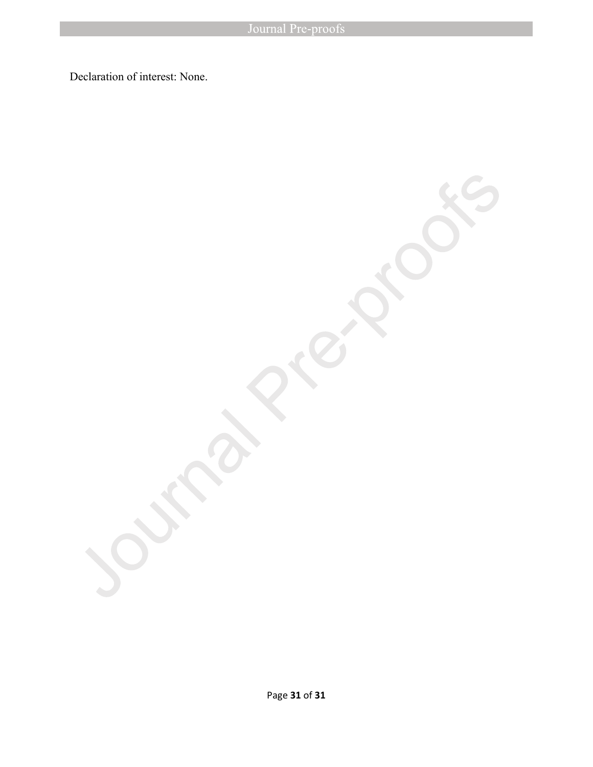Declaration of interest: None.